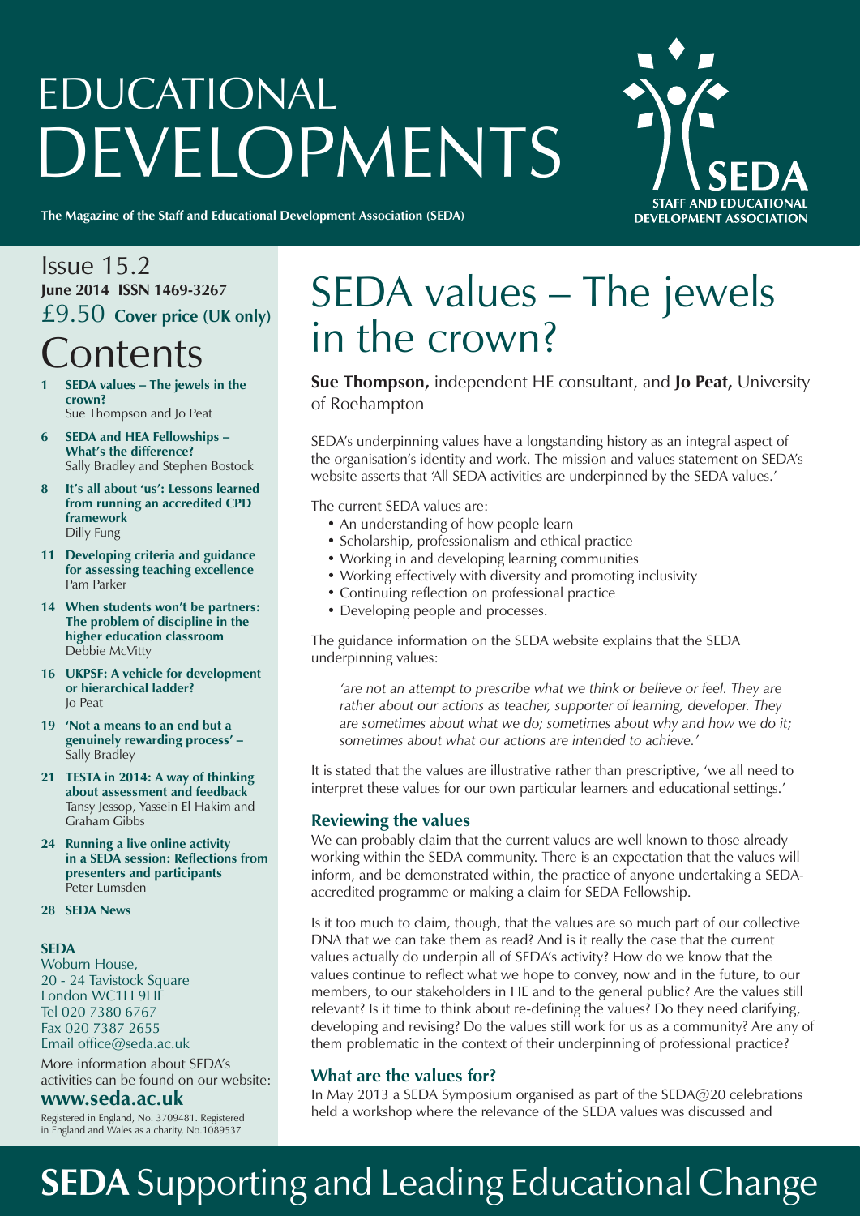# EDUCATIONAL DEVELOPMENTS

**The Magazine of the Staff and Educational Development Association (SEDA)**

SEDA
STAFF AND EDUCATIONAL DEVELOPMENT ASSOCIATION

Issue 15.2
**June 2014 ISSN 1469-3267**
£9.50 **Cover price (UK only)**

## Contents

- **1 SEDA values – The jewels in the crown?** Sue Thompson and Jo Peat
- **6 SEDA and HEA Fellowships – What's the difference?** Sally Bradley and Stephen Bostock
- **8 It's all about 'us': Lessons learned from running an accredited CPD framework** Dilly Fung
- **11 Developing criteria and guidance for assessing teaching excellence** Pam Parker
- **14 When students won't be partners: The problem of discipline in the higher education classroom** Debbie McVitty
- **16 UKPSF: A vehicle for development or hierarchical ladder?** Jo Peat
- **19 'Not a means to an end but a genuinely rewarding process'** – Sally Bradley
- **21 TESTA in 2014: A way of thinking about assessment and feedback** Tansy Jessop, Yassein El Hakim and Graham Gibbs
- **24 Running a live online activity in a SEDA session: Reflections from presenters and participants** Peter Lumsden
- **28 SEDA News**

**SEDA**
Woburn House,
20 - 24 Tavistock Square
London WC1H 9HF
Tel 020 7380 6767
Fax 020 7387 2655
Email office@seda.ac.uk

More information about SEDA's activities can be found on our website:
**www.seda.ac.uk**

Registered in England, No. 3709481. Registered in England and Wales as a charity, No.1089537

# SEDA values – The jewels in the crown?

**Sue Thompson,** independent HE consultant, and **Jo Peat,** University of Roehampton

SEDA's underpinning values have a longstanding history as an integral aspect of the organisation's identity and work. The mission and values statement on SEDA's website asserts that 'All SEDA activities are underpinned by the SEDA values.'

The current SEDA values are:

- An understanding of how people learn
- Scholarship, professionalism and ethical practice
- Working in and developing learning communities
- Working effectively with diversity and promoting inclusivity
- Continuing reflection on professional practice
- Developing people and processes.

The guidance information on the SEDA website explains that the SEDA underpinning values:

> *'are not an attempt to prescribe what we think or believe or feel. They are rather about our actions as teacher, supporter of learning, developer. They are sometimes about what we do; sometimes about why and how we do it; sometimes about what our actions are intended to achieve.'*

It is stated that the values are illustrative rather than prescriptive, 'we all need to interpret these values for our own particular learners and educational settings.'

### Reviewing the values

We can probably claim that the current values are well known to those already working within the SEDA community. There is an expectation that the values will inform, and be demonstrated within, the practice of anyone undertaking a SEDA-accredited programme or making a claim for SEDA Fellowship.

Is it too much to claim, though, that the values are so much part of our collective DNA that we can take them as read? And is it really the case that the current values actually do underpin all of SEDA's activity? How do we know that the values continue to reflect what we hope to convey, now and in the future, to our members, to our stakeholders in HE and to the general public? Are the values still relevant? Is it time to think about re-defining the values? Do they need clarifying, developing and revising? Do the values still work for us as a community? Are any of them problematic in the context of their underpinning of professional practice?

### What are the values for?

In May 2013 a SEDA Symposium organised as part of the SEDA@20 celebrations held a workshop where the relevance of the SEDA values was discussed and

**SEDA** Supporting and Leading Educational Change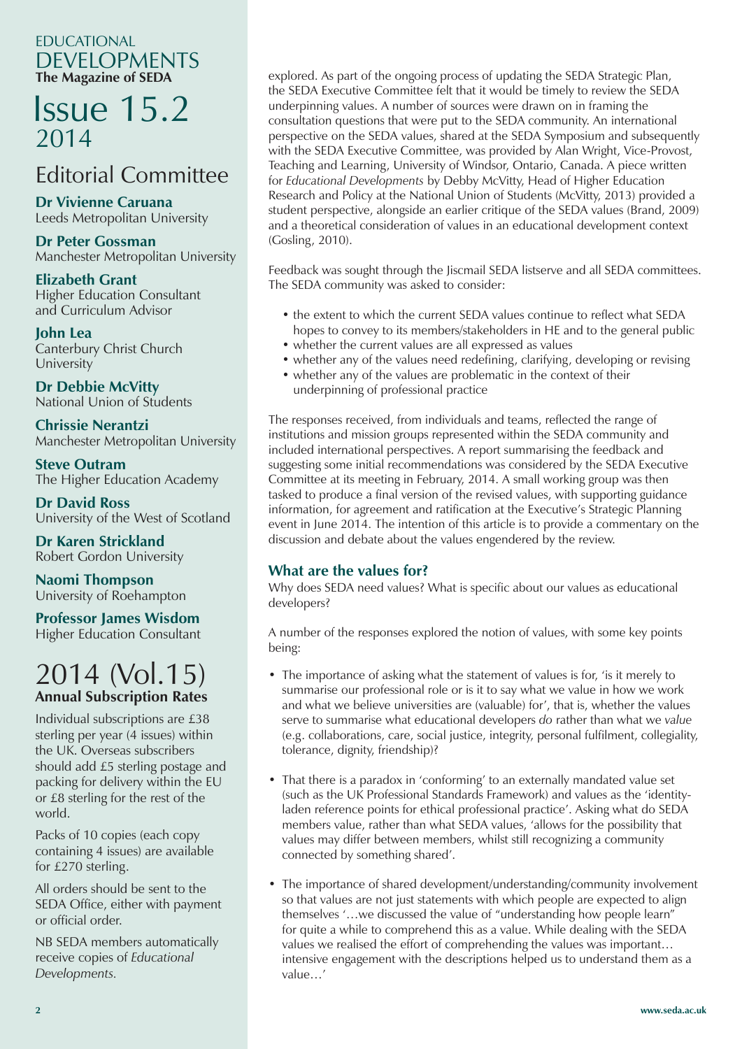# EDUCATIONAL DEVELOPMENTS

**The Magazine of SEDA**

# Issue 15.2

2014

## Editorial Committee

**Dr Vivienne Caruana**
Leeds Metropolitan University

**Dr Peter Gossman**
Manchester Metropolitan University

**Elizabeth Grant**
Higher Education Consultant and Curriculum Advisor

**John Lea**
Canterbury Christ Church University

**Dr Debbie McVitty**
National Union of Students

**Chrissie Nerantzi**
Manchester Metropolitan University

**Steve Outram**
The Higher Education Academy

**Dr David Ross**
University of the West of Scotland

**Dr Karen Strickland**
Robert Gordon University

**Naomi Thompson**
University of Roehampton

**Professor James Wisdom**
Higher Education Consultant

## 2014 (Vol.15)

**Annual Subscription Rates**

Individual subscriptions are £38 sterling per year (4 issues) within the UK. Overseas subscribers should add £5 sterling postage and packing for delivery within the EU or £8 sterling for the rest of the world.

Packs of 10 copies (each copy containing 4 issues) are available for £270 sterling.

All orders should be sent to the SEDA Office, either with payment or official order.

NB SEDA members automatically receive copies of *Educational Developments.*

explored. As part of the ongoing process of updating the SEDA Strategic Plan, the SEDA Executive Committee felt that it would be timely to review the SEDA underpinning values. A number of sources were drawn on in framing the consultation questions that were put to the SEDA community. An international perspective on the SEDA values, shared at the SEDA Symposium and subsequently with the SEDA Executive Committee, was provided by Alan Wright, Vice-Provost, Teaching and Learning, University of Windsor, Ontario, Canada. A piece written for *Educational Developments* by Debby McVitty, Head of Higher Education Research and Policy at the National Union of Students (McVitty, 2013) provided a student perspective, alongside an earlier critique of the SEDA values (Brand, 2009) and a theoretical consideration of values in an educational development context (Gosling, 2010).

Feedback was sought through the Jiscmail SEDA listserve and all SEDA committees. The SEDA community was asked to consider:

- the extent to which the current SEDA values continue to reflect what SEDA hopes to convey to its members/stakeholders in HE and to the general public
- whether the current values are all expressed as values
- whether any of the values need redefining, clarifying, developing or revising
- whether any of the values are problematic in the context of their underpinning of professional practice

The responses received, from individuals and teams, reflected the range of institutions and mission groups represented within the SEDA community and included international perspectives. A report summarising the feedback and suggesting some initial recommendations was considered by the SEDA Executive Committee at its meeting in February, 2014. A small working group was then tasked to produce a final version of the revised values, with supporting guidance information, for agreement and ratification at the Executive's Strategic Planning event in June 2014. The intention of this article is to provide a commentary on the discussion and debate about the values engendered by the review.

### What are the values for?

Why does SEDA need values? What is specific about our values as educational developers?

A number of the responses explored the notion of values, with some key points being:

- The importance of asking what the statement of values is for, 'is it merely to summarise our professional role or is it to say what we value in how we work and what we believe universities are (valuable) for', that is, whether the values serve to summarise what educational developers *do* rather than what we *value* (e.g. collaborations, care, social justice, integrity, personal fulfilment, collegiality, tolerance, dignity, friendship)?

- That there is a paradox in 'conforming' to an externally mandated value set (such as the UK Professional Standards Framework) and values as the 'identity-laden reference points for ethical professional practice'. Asking what do SEDA members value, rather than what SEDA values, 'allows for the possibility that values may differ between members, whilst still recognizing a community connected by something shared'.

- The importance of shared development/understanding/community involvement so that values are not just statements with which people are expected to align themselves '…we discussed the value of "understanding how people learn" for quite a while to comprehend this as a value. While dealing with the SEDA values we realised the effort of comprehending the values was important… intensive engagement with the descriptions helped us to understand them as a value…'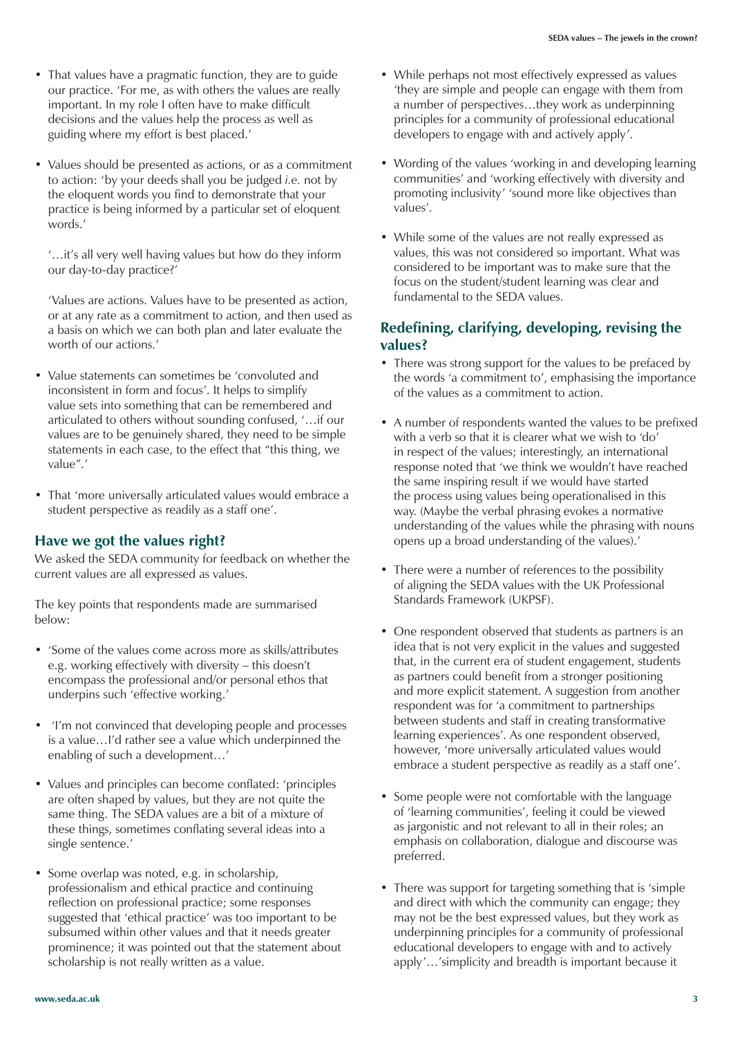- That values have a pragmatic function, they are to guide our practice. 'For me, as with others the values are really important. In my role I often have to make difficult decisions and the values help the process as well as guiding where my effort is best placed.'

- Values should be presented as actions, or as a commitment to action: 'by your deeds shall you be judged *i.e.* not by the eloquent words you find to demonstrate that your practice is being informed by a particular set of eloquent words.'

  '…it's all very well having values but how do they inform our day-to-day practice?'

  'Values are actions. Values have to be presented as action, or at any rate as a commitment to action, and then used as a basis on which we can both plan and later evaluate the worth of our actions.'

- Value statements can sometimes be 'convoluted and inconsistent in form and focus'. It helps to simplify value sets into something that can be remembered and articulated to others without sounding confused, '…if our values are to be genuinely shared, they need to be simple statements in each case, to the effect that "this thing, we value".'

- That 'more universally articulated values would embrace a student perspective as readily as a staff one'.

## Have we got the values right?

We asked the SEDA community for feedback on whether the current values are all expressed as values.

The key points that respondents made are summarised below:

- 'Some of the values come across more as skills/attributes e.g. working effectively with diversity – this doesn't encompass the professional and/or personal ethos that underpins such 'effective working.'

- 'I'm not convinced that developing people and processes is a value…I'd rather see a value which underpinned the enabling of such a development…'

- Values and principles can become conflated: 'principles are often shaped by values, but they are not quite the same thing. The SEDA values are a bit of a mixture of these things, sometimes conflating several ideas into a single sentence.'

- Some overlap was noted, e.g. in scholarship, professionalism and ethical practice and continuing reflection on professional practice; some responses suggested that 'ethical practice' was too important to be subsumed within other values and that it needs greater prominence; it was pointed out that the statement about scholarship is not really written as a value.

- While perhaps not most effectively expressed as values 'they are simple and people can engage with them from a number of perspectives…they work as underpinning principles for a community of professional educational developers to engage with and actively apply'.

- Wording of the values 'working in and developing learning communities' and 'working effectively with diversity and promoting inclusivity' 'sound more like objectives than values'.

- While some of the values are not really expressed as values, this was not considered so important. What was considered to be important was to make sure that the focus on the student/student learning was clear and fundamental to the SEDA values.

## Redefining, clarifying, developing, revising the values?

- There was strong support for the values to be prefaced by the words 'a commitment to', emphasising the importance of the values as a commitment to action.

- A number of respondents wanted the values to be prefixed with a verb so that it is clearer what we wish to 'do' in respect of the values; interestingly, an international response noted that 'we think we wouldn't have reached the same inspiring result if we would have started the process using values being operationalised in this way. (Maybe the verbal phrasing evokes a normative understanding of the values while the phrasing with nouns opens up a broad understanding of the values).'

- There were a number of references to the possibility of aligning the SEDA values with the UK Professional Standards Framework (UKPSF).

- One respondent observed that students as partners is an idea that is not very explicit in the values and suggested that, in the current era of student engagement, students as partners could benefit from a stronger positioning and more explicit statement. A suggestion from another respondent was for 'a commitment to partnerships between students and staff in creating transformative learning experiences'. As one respondent observed, however, 'more universally articulated values would embrace a student perspective as readily as a staff one'.

- Some people were not comfortable with the language of 'learning communities', feeling it could be viewed as jargonistic and not relevant to all in their roles; an emphasis on collaboration, dialogue and discourse was preferred.

- There was support for targeting something that is 'simple and direct with which the community can engage; they may not be the best expressed values, but they work as underpinning principles for a community of professional educational developers to engage with and to actively apply'…'simplicity and breadth is important because it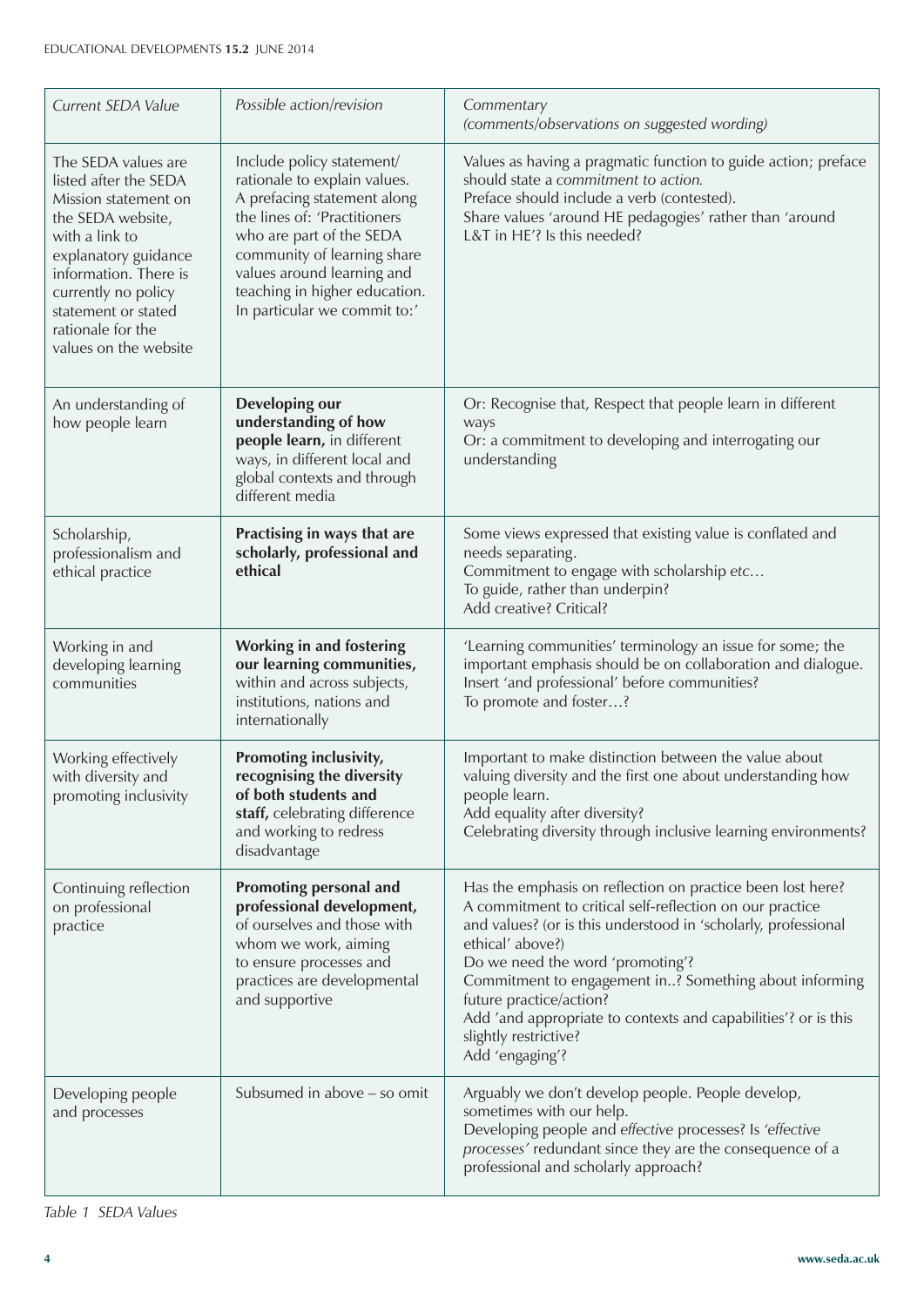| *Current SEDA Value* | *Possible action/revision* | *Commentary (comments/observations on suggested wording)* |
|---|---|---|
| The SEDA values are listed after the SEDA Mission statement on the SEDA website, with a link to explanatory guidance information. There is currently no policy statement or stated rationale for the values on the website | Include policy statement/ rationale to explain values. A prefacing statement along the lines of: 'Practitioners who are part of the SEDA community of learning share values around learning and teaching in higher education. In particular we commit to:' | Values as having a pragmatic function to guide action; preface should state a *commitment to action*. Preface should include a verb (contested). Share values 'around HE pedagogies' rather than 'around L&T in HE'? Is this needed? |
| An understanding of how people learn | **Developing our understanding of how people learn,** in different ways, in different local and global contexts and through different media | Or: Recognise that, Respect that people learn in different ways Or: a commitment to developing and interrogating our understanding |
| Scholarship, professionalism and ethical practice | **Practising in ways that are scholarly, professional and ethical** | Some views expressed that existing value is conflated and needs separating. Commitment to engage with scholarship *etc…* To guide, rather than underpin? Add creative? Critical? |
| Working in and developing learning communities | **Working in and fostering our learning communities,** within and across subjects, institutions, nations and internationally | 'Learning communities' terminology an issue for some; the important emphasis should be on collaboration and dialogue. Insert 'and professional' before communities? To promote and foster…? |
| Working effectively with diversity and promoting inclusivity | **Promoting inclusivity, recognising the diversity of both students and staff,** celebrating difference and working to redress disadvantage | Important to make distinction between the value about valuing diversity and the first one about understanding how people learn. Add equality after diversity? Celebrating diversity through inclusive learning environments? |
| Continuing reflection on professional practice | **Promoting personal and professional development,** of ourselves and those with whom we work, aiming to ensure processes and practices are developmental and supportive | Has the emphasis on reflection on practice been lost here? A commitment to critical self-reflection on our practice and values? (or is this understood in 'scholarly, professional ethical' above?) Do we need the word 'promoting'? Commitment to engagement in..? Something about informing future practice/action? Add 'and appropriate to contexts and capabilities'? or is this slightly restrictive? Add 'engaging'? |
| Developing people and processes | Subsumed in above – so omit | Arguably we don't develop people. People develop, sometimes with our help. Developing people and *effective* processes? Is *'effective processes'* redundant since they are the consequence of a professional and scholarly approach? |

*Table 1 SEDA Values*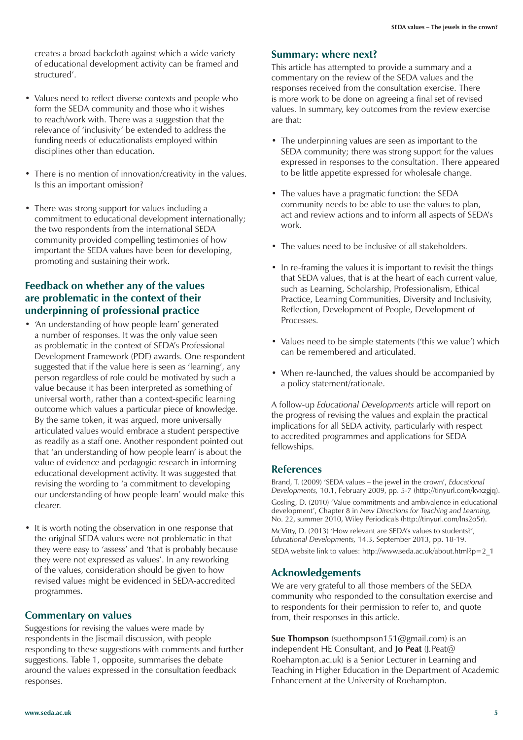creates a broad backcloth against which a wide variety of educational development activity can be framed and structured'.

- Values need to reflect diverse contexts and people who form the SEDA community and those who it wishes to reach/work with. There was a suggestion that the relevance of 'inclusivity' be extended to address the funding needs of educationalists employed within disciplines other than education.

- There is no mention of innovation/creativity in the values. Is this an important omission?

- There was strong support for values including a commitment to educational development internationally; the two respondents from the international SEDA community provided compelling testimonies of how important the SEDA values have been for developing, promoting and sustaining their work.

## Feedback on whether any of the values are problematic in the context of their underpinning of professional practice

- 'An understanding of how people learn' generated a number of responses. It was the only value seen as problematic in the context of SEDA's Professional Development Framework (PDF) awards. One respondent suggested that if the value here is seen as 'learning', any person regardless of role could be motivated by such a value because it has been interpreted as something of universal worth, rather than a context-specific learning outcome which values a particular piece of knowledge. By the same token, it was argued, more universally articulated values would embrace a student perspective as readily as a staff one. Another respondent pointed out that 'an understanding of how people learn' is about the value of evidence and pedagogic research in informing educational development activity. It was suggested that revising the wording to 'a commitment to developing our understanding of how people learn' would make this clearer.

- It is worth noting the observation in one response that the original SEDA values were not problematic in that they were easy to 'assess' and 'that is probably because they were not expressed as values'. In any reworking of the values, consideration should be given to how revised values might be evidenced in SEDA-accredited programmes.

## Commentary on values

Suggestions for revising the values were made by respondents in the Jiscmail discussion, with people responding to these suggestions with comments and further suggestions. Table 1, opposite, summarises the debate around the values expressed in the consultation feedback responses.

## Summary: where next?

This article has attempted to provide a summary and a commentary on the review of the SEDA values and the responses received from the consultation exercise. There is more work to be done on agreeing a final set of revised values. In summary, key outcomes from the review exercise are that:

- The underpinning values are seen as important to the SEDA community; there was strong support for the values expressed in responses to the consultation. There appeared to be little appetite expressed for wholesale change.

- The values have a pragmatic function: the SEDA community needs to be able to use the values to plan, act and review actions and to inform all aspects of SEDA's work.

- The values need to be inclusive of all stakeholders.

- In re-framing the values it is important to revisit the things that SEDA values, that is at the heart of each current value, such as Learning, Scholarship, Professionalism, Ethical Practice, Learning Communities, Diversity and Inclusivity, Reflection, Development of People, Development of Processes.

- Values need to be simple statements ('this we value') which can be remembered and articulated.

- When re-launched, the values should be accompanied by a policy statement/rationale.

A follow-up *Educational Developments* article will report on the progress of revising the values and explain the practical implications for all SEDA activity, particularly with respect to accredited programmes and applications for SEDA fellowships.

## References

Brand, T. (2009) 'SEDA values – the jewel in the crown', *Educational Developments,* 10.1, February 2009, pp. 5-7 (http://tinyurl.com/kvxzgjq).

Gosling, D. (2010) 'Value commitments and ambivalence in educational development', Chapter 8 in *New Directions for Teaching and Learning,* No. 22, summer 2010, Wiley Periodicals (http://tinyurl.com/lns2o5r).

McVitty, D. (2013) 'How relevant are SEDA's values to students?', *Educational Developments,* 14.3, September 2013, pp. 18-19.

SEDA website link to values: http://www.seda.ac.uk/about.html?p=2_1

## Acknowledgements

We are very grateful to all those members of the SEDA community who responded to the consultation exercise and to respondents for their permission to refer to, and quote from, their responses in this article.

**Sue Thompson** (suethompson151@gmail.com) is an independent HE Consultant, and **Jo Peat** (J.Peat@Roehampton.ac.uk) is a Senior Lecturer in Learning and Teaching in Higher Education in the Department of Academic Enhancement at the University of Roehampton.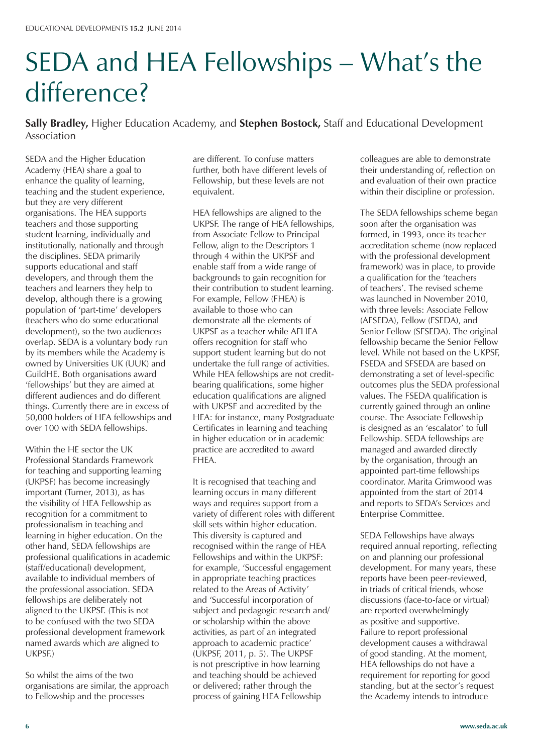# SEDA and HEA Fellowships – What's the difference?

**Sally Bradley,** Higher Education Academy, and **Stephen Bostock,** Staff and Educational Development Association

SEDA and the Higher Education Academy (HEA) share a goal to enhance the quality of learning, teaching and the student experience, but they are very different organisations. The HEA supports teachers and those supporting student learning, individually and institutionally, nationally and through the disciplines. SEDA primarily supports educational and staff developers, and through them the teachers and learners they help to develop, although there is a growing population of 'part-time' developers (teachers who do some educational development), so the two audiences overlap. SEDA is a voluntary body run by its members while the Academy is owned by Universities UK (UUK) and GuildHE. Both organisations award 'fellowships' but they are aimed at different audiences and do different things. Currently there are in excess of 50,000 holders of HEA fellowships and over 100 with SEDA fellowships.

Within the HE sector the UK Professional Standards Framework for teaching and supporting learning (UKPSF) has become increasingly important (Turner, 2013), as has the visibility of HEA Fellowship as recognition for a commitment to professionalism in teaching and learning in higher education. On the other hand, SEDA fellowships are professional qualifications in academic (staff/educational) development, available to individual members of the professional association. SEDA fellowships are deliberately not aligned to the UKPSF. (This is not to be confused with the two SEDA professional development framework named awards which *are* aligned to UKPSF.)

So whilst the aims of the two organisations are similar, the approach to Fellowship and the processes are different. To confuse matters further, both have different levels of Fellowship, but these levels are not equivalent.

HEA fellowships are aligned to the UKPSF. The range of HEA fellowships, from Associate Fellow to Principal Fellow, align to the Descriptors 1 through 4 within the UKPSF and enable staff from a wide range of backgrounds to gain recognition for their contribution to student learning. For example, Fellow (FHEA) is available to those who can demonstrate all the elements of UKPSF as a teacher while AFHEA offers recognition for staff who support student learning but do not undertake the full range of activities. While HEA fellowships are not credit-bearing qualifications, some higher education qualifications are aligned with UKPSF and accredited by the HEA: for instance, many Postgraduate Certificates in learning and teaching in higher education or in academic practice are accredited to award FHEA.

It is recognised that teaching and learning occurs in many different ways and requires support from a variety of different roles with different skill sets within higher education. This diversity is captured and recognised within the range of HEA Fellowships and within the UKPSF: for example, 'Successful engagement in appropriate teaching practices related to the Areas of Activity' and 'Successful incorporation of subject and pedagogic research and/or scholarship within the above activities, as part of an integrated approach to academic practice' (UKPSF, 2011, p. 5). The UKPSF is not prescriptive in how learning and teaching should be achieved or delivered; rather through the process of gaining HEA Fellowship colleagues are able to demonstrate their understanding of, reflection on and evaluation of their own practice within their discipline or profession.

The SEDA fellowships scheme began soon after the organisation was formed, in 1993, once its teacher accreditation scheme (now replaced with the professional development framework) was in place, to provide a qualification for the 'teachers of teachers'. The revised scheme was launched in November 2010, with three levels: Associate Fellow (AFSEDA), Fellow (FSEDA), and Senior Fellow (SFSEDA). The original fellowship became the Senior Fellow level. While not based on the UKPSF, FSEDA and SFSEDA are based on demonstrating a set of level-specific outcomes plus the SEDA professional values. The FSEDA qualification is currently gained through an online course. The Associate Fellowship is designed as an 'escalator' to full Fellowship. SEDA Fellowships are managed and awarded directly by the organisation, through an appointed part-time fellowships coordinator. Marita Grimwood was appointed from the start of 2014 and reports to SEDA's Services and Enterprise Committee.

SEDA Fellowships have always required annual reporting, reflecting on and planning our professional development. For many years, these reports have been peer-reviewed, in triads of critical friends, whose discussions (face-to-face or virtual) are reported overwhelmingly as positive and supportive. Failure to report professional development causes a withdrawal of good standing. At the moment, HEA fellowships do not have a requirement for reporting for good standing, but at the sector's request the Academy intends to introduce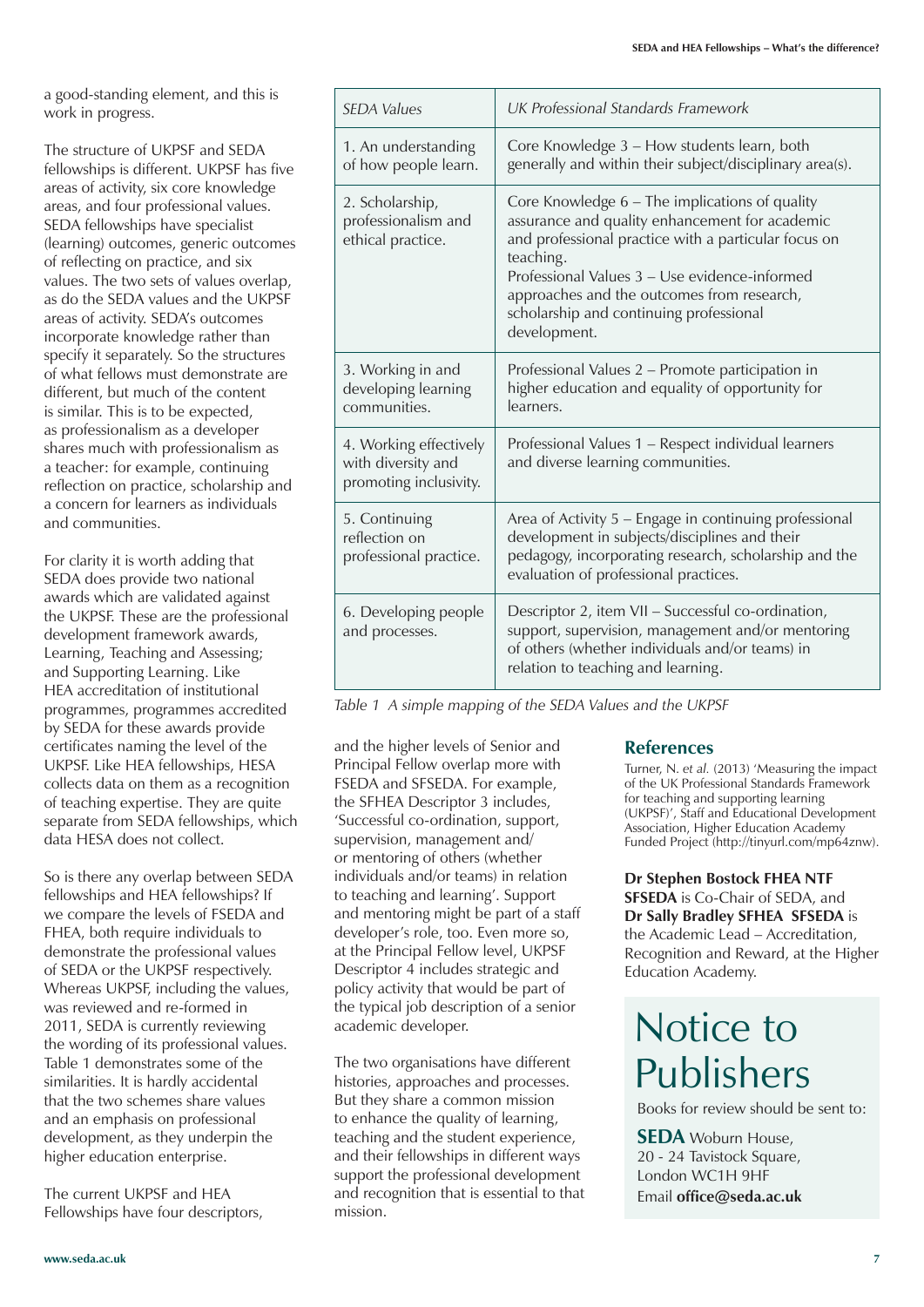a good-standing element, and this is work in progress.

The structure of UKPSF and SEDA fellowships is different. UKPSF has five areas of activity, six core knowledge areas, and four professional values. SEDA fellowships have specialist (learning) outcomes, generic outcomes of reflecting on practice, and six values. The two sets of values overlap, as do the SEDA values and the UKPSF areas of activity. SEDA's outcomes incorporate knowledge rather than specify it separately. So the structures of what fellows must demonstrate are different, but much of the content is similar. This is to be expected, as professionalism as a developer shares much with professionalism as a teacher: for example, continuing reflection on practice, scholarship and a concern for learners as individuals and communities.

For clarity it is worth adding that SEDA does provide two national awards which are validated against the UKPSF. These are the professional development framework awards, Learning, Teaching and Assessing; and Supporting Learning. Like HEA accreditation of institutional programmes, programmes accredited by SEDA for these awards provide certificates naming the level of the UKPSF. Like HEA fellowships, HESA collects data on them as a recognition of teaching expertise. They are quite separate from SEDA fellowships, which data HESA does not collect.

So is there any overlap between SEDA fellowships and HEA fellowships? If we compare the levels of FSEDA and FHEA, both require individuals to demonstrate the professional values of SEDA or the UKPSF respectively. Whereas UKPSF, including the values, was reviewed and re-formed in 2011, SEDA is currently reviewing the wording of its professional values. Table 1 demonstrates some of the similarities. It is hardly accidental that the two schemes share values and an emphasis on professional development, as they underpin the higher education enterprise.

The current UKPSF and HEA Fellowships have four descriptors, and the higher levels of Senior and Principal Fellow overlap more with FSEDA and SFSEDA. For example, the SFHEA Descriptor 3 includes, 'Successful co-ordination, support, supervision, management and/ or mentoring of others (whether individuals and/or teams) in relation to teaching and learning'. Support and mentoring might be part of a staff developer's role, too. Even more so, at the Principal Fellow level, UKPSF Descriptor 4 includes strategic and policy activity that would be part of the typical job description of a senior academic developer.

The two organisations have different histories, approaches and processes. But they share a common mission to enhance the quality of learning, teaching and the student experience, and their fellowships in different ways support the professional development and recognition that is essential to that mission.

| *SEDA Values* | *UK Professional Standards Framework* |
|---|---|
| 1. An understanding of how people learn. | Core Knowledge 3 – How students learn, both generally and within their subject/disciplinary area(s). |
| 2. Scholarship, professionalism and ethical practice. | Core Knowledge 6 – The implications of quality assurance and quality enhancement for academic and professional practice with a particular focus on teaching.<br>Professional Values 3 – Use evidence-informed approaches and the outcomes from research, scholarship and continuing professional development. |
| 3. Working in and developing learning communities. | Professional Values 2 – Promote participation in higher education and equality of opportunity for learners. |
| 4. Working effectively with diversity and promoting inclusivity. | Professional Values 1 – Respect individual learners and diverse learning communities. |
| 5. Continuing reflection on professional practice. | Area of Activity 5 – Engage in continuing professional development in subjects/disciplines and their pedagogy, incorporating research, scholarship and the evaluation of professional practices. |
| 6. Developing people and processes. | Descriptor 2, item VII – Successful co-ordination, support, supervision, management and/or mentoring of others (whether individuals and/or teams) in relation to teaching and learning. |

*Table 1 A simple mapping of the SEDA Values and the UKPSF*

## References

Turner, N. *et al.* (2013) 'Measuring the impact of the UK Professional Standards Framework for teaching and supporting learning (UKPSF)', Staff and Educational Development Association, Higher Education Academy Funded Project (http://tinyurl.com/mp64znw).

**Dr Stephen Bostock FHEA NTF SFSEDA** is Co-Chair of SEDA, and **Dr Sally Bradley SFHEA SFSEDA** is the Academic Lead – Accreditation, Recognition and Reward, at the Higher Education Academy.

# Notice to Publishers

Books for review should be sent to:

**SEDA** Woburn House,
20 - 24 Tavistock Square,
London WC1H 9HF
Email **office@seda.ac.uk**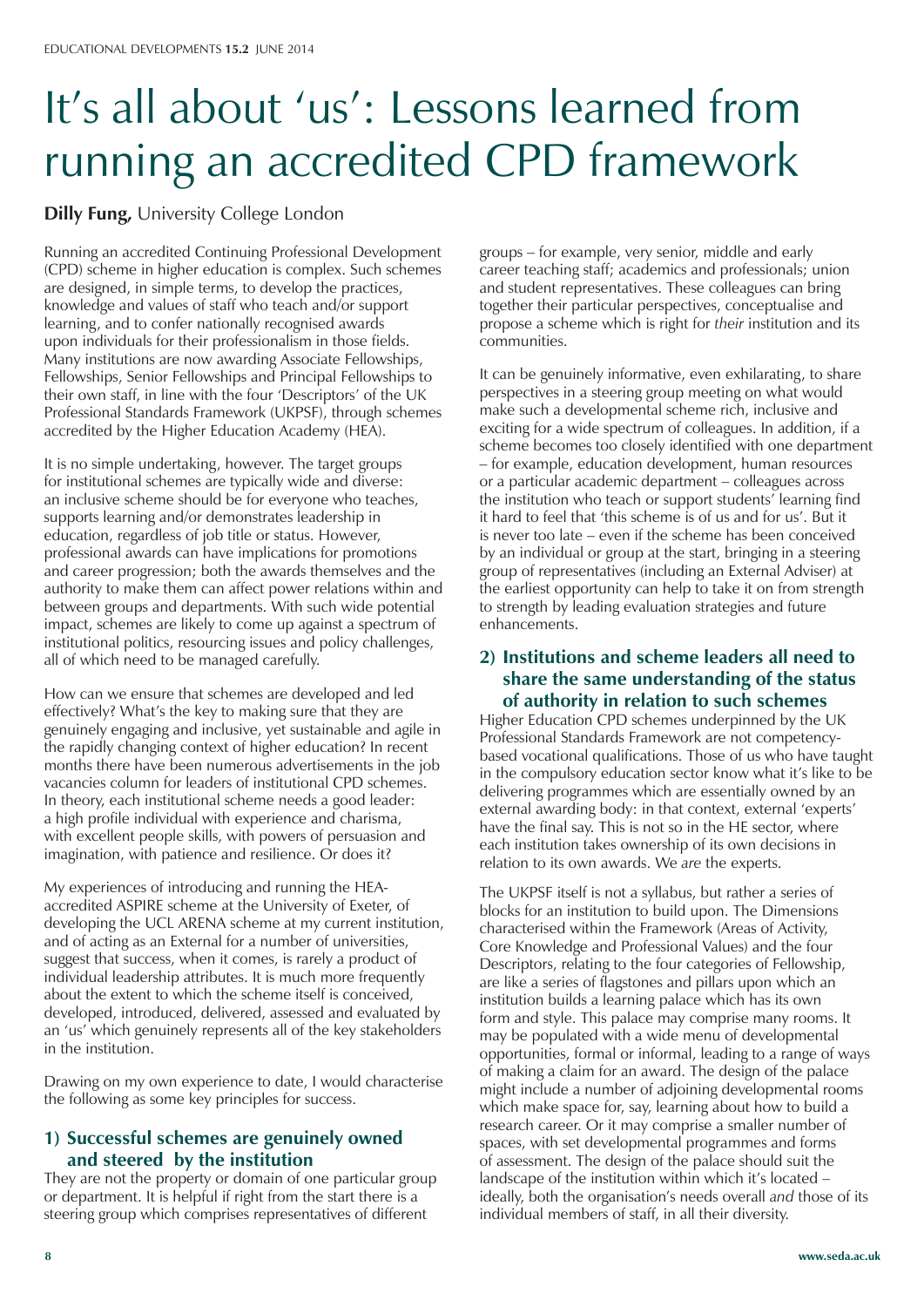# It's all about 'us': Lessons learned from running an accredited CPD framework

**Dilly Fung,** University College London

Running an accredited Continuing Professional Development (CPD) scheme in higher education is complex. Such schemes are designed, in simple terms, to develop the practices, knowledge and values of staff who teach and/or support learning, and to confer nationally recognised awards upon individuals for their professionalism in those fields. Many institutions are now awarding Associate Fellowships, Fellowships, Senior Fellowships and Principal Fellowships to their own staff, in line with the four 'Descriptors' of the UK Professional Standards Framework (UKPSF), through schemes accredited by the Higher Education Academy (HEA).

It is no simple undertaking, however. The target groups for institutional schemes are typically wide and diverse: an inclusive scheme should be for everyone who teaches, supports learning and/or demonstrates leadership in education, regardless of job title or status. However, professional awards can have implications for promotions and career progression; both the awards themselves and the authority to make them can affect power relations within and between groups and departments. With such wide potential impact, schemes are likely to come up against a spectrum of institutional politics, resourcing issues and policy challenges, all of which need to be managed carefully.

How can we ensure that schemes are developed and led effectively? What's the key to making sure that they are genuinely engaging and inclusive, yet sustainable and agile in the rapidly changing context of higher education? In recent months there have been numerous advertisements in the job vacancies column for leaders of institutional CPD schemes. In theory, each institutional scheme needs a good leader: a high profile individual with experience and charisma, with excellent people skills, with powers of persuasion and imagination, with patience and resilience. Or does it?

My experiences of introducing and running the HEA-accredited ASPIRE scheme at the University of Exeter, of developing the UCL ARENA scheme at my current institution, and of acting as an External for a number of universities, suggest that success, when it comes, is rarely a product of individual leadership attributes. It is much more frequently about the extent to which the scheme itself is conceived, developed, introduced, delivered, assessed and evaluated by an 'us' which genuinely represents all of the key stakeholders in the institution.

Drawing on my own experience to date, I would characterise the following as some key principles for success.

### 1) Successful schemes are genuinely owned and steered by the institution

They are not the property or domain of one particular group or department. It is helpful if right from the start there is a steering group which comprises representatives of different groups – for example, very senior, middle and early career teaching staff; academics and professionals; union and student representatives. These colleagues can bring together their particular perspectives, conceptualise and propose a scheme which is right for *their* institution and its communities.

It can be genuinely informative, even exhilarating, to share perspectives in a steering group meeting on what would make such a developmental scheme rich, inclusive and exciting for a wide spectrum of colleagues. In addition, if a scheme becomes too closely identified with one department – for example, education development, human resources or a particular academic department – colleagues across the institution who teach or support students' learning find it hard to feel that 'this scheme is of us and for us'. But it is never too late – even if the scheme has been conceived by an individual or group at the start, bringing in a steering group of representatives (including an External Adviser) at the earliest opportunity can help to take it on from strength to strength by leading evaluation strategies and future enhancements.

### 2) Institutions and scheme leaders all need to share the same understanding of the status of authority in relation to such schemes

Higher Education CPD schemes underpinned by the UK Professional Standards Framework are not competency-based vocational qualifications. Those of us who have taught in the compulsory education sector know what it's like to be delivering programmes which are essentially owned by an external awarding body: in that context, external 'experts' have the final say. This is not so in the HE sector, where each institution takes ownership of its own decisions in relation to its own awards. We *are* the experts.

The UKPSF itself is not a syllabus, but rather a series of blocks for an institution to build upon. The Dimensions characterised within the Framework (Areas of Activity, Core Knowledge and Professional Values) and the four Descriptors, relating to the four categories of Fellowship, are like a series of flagstones and pillars upon which an institution builds a learning palace which has its own form and style. This palace may comprise many rooms. It may be populated with a wide menu of developmental opportunities, formal or informal, leading to a range of ways of making a claim for an award. The design of the palace might include a number of adjoining developmental rooms which make space for, say, learning about how to build a research career. Or it may comprise a smaller number of spaces, with set developmental programmes and forms of assessment. The design of the palace should suit the landscape of the institution within which it's located – ideally, both the organisation's needs overall *and* those of its individual members of staff, in all their diversity.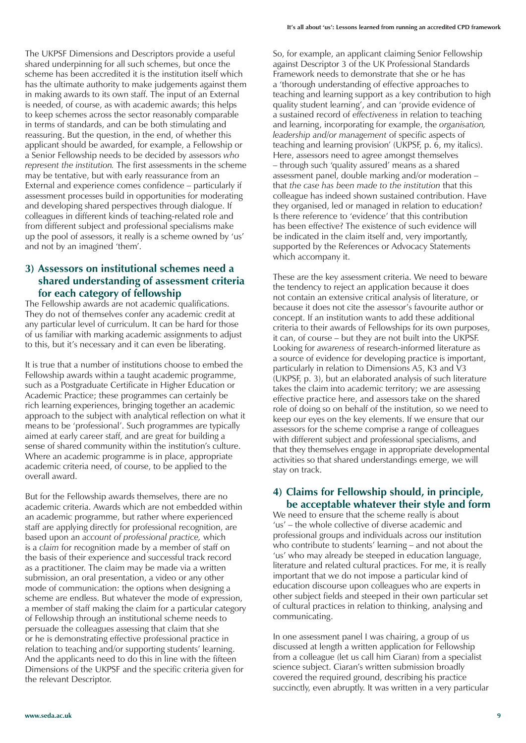The UKPSF Dimensions and Descriptors provide a useful shared underpinning for all such schemes, but once the scheme has been accredited it is the institution itself which has the ultimate authority to make judgements against them in making awards to its own staff. The input of an External is needed, of course, as with academic awards; this helps to keep schemes across the sector reasonably comparable in terms of standards, and can be both stimulating and reassuring. But the question, in the end, of whether this applicant should be awarded, for example, a Fellowship or a Senior Fellowship needs to be decided by assessors *who represent the institution.* The first assessments in the scheme may be tentative, but with early reassurance from an External and experience comes confidence – particularly if assessment processes build in opportunities for moderating and developing shared perspectives through dialogue. If colleagues in different kinds of teaching-related role and from different subject and professional specialisms make up the pool of assessors, it really is a scheme owned by 'us' and not by an imagined 'them'.

## 3) Assessors on institutional schemes need a shared understanding of assessment criteria for each category of fellowship

The Fellowship awards are not academic qualifications. They do not of themselves confer any academic credit at any particular level of curriculum. It can be hard for those of us familiar with marking academic assignments to adjust to this, but it's necessary and it can even be liberating.

It is true that a number of institutions choose to embed the Fellowship awards within a taught academic programme, such as a Postgraduate Certificate in Higher Education or Academic Practice; these programmes can certainly be rich learning experiences, bringing together an academic approach to the subject with analytical reflection on what it means to be 'professional'. Such programmes are typically aimed at early career staff, and are great for building a sense of shared community within the institution's culture. Where an academic programme is in place, appropriate academic criteria need, of course, to be applied to the overall award.

But for the Fellowship awards themselves, there are no academic criteria. Awards which are not embedded within an academic programme, but rather where experienced staff are applying directly for professional recognition, are based upon an *account of professional practice,* which is a *claim* for recognition made by a member of staff on the basis of their experience and successful track record as a practitioner. The claim may be made via a written submission, an oral presentation, a video or any other mode of communication: the options when designing a scheme are endless. But whatever the mode of expression, a member of staff making the claim for a particular category of Fellowship through an institutional scheme needs to persuade the colleagues assessing that claim that she or he is demonstrating effective professional practice in relation to teaching and/or supporting students' learning. And the applicants need to do this in line with the fifteen Dimensions of the UKPSF and the specific criteria given for the relevant Descriptor.

So, for example, an applicant claiming Senior Fellowship against Descriptor 3 of the UK Professional Standards Framework needs to demonstrate that she or he has a 'thorough understanding of effective approaches to teaching and learning support as a key contribution to high quality student learning', and can 'provide evidence of a sustained record of *effectiveness* in relation to teaching and learning, incorporating for example, the *organisation, leadership and/or management* of specific aspects of teaching and learning provision' (UKPSF, p. 6, my italics). Here, assessors need to agree amongst themselves – through such 'quality assured' means as a shared assessment panel, double marking and/or moderation – that *the case has been made to the institution* that this colleague has indeed shown sustained contribution. Have they organised, led or managed in relation to education? Is there reference to 'evidence' that this contribution has been effective? The existence of such evidence will be indicated in the claim itself and, very importantly, supported by the References or Advocacy Statements which accompany it.

These are the key assessment criteria. We need to beware the tendency to reject an application because it does not contain an extensive critical analysis of literature, or because it does not cite the assessor's favourite author or concept. If an institution wants to add these additional criteria to their awards of Fellowships for its own purposes, it can, of course – but they are not built into the UKPSF. Looking for *awareness* of research-informed literature as a source of evidence for developing practice is important, particularly in relation to Dimensions A5, K3 and V3 (UKPSF, p. 3), but an elaborated analysis of such literature takes the claim into academic territory; we are assessing effective practice here, and assessors take on the shared role of doing so on behalf of the institution, so we need to keep our eyes on the key elements. If we ensure that our assessors for the scheme comprise a range of colleagues with different subject and professional specialisms, and that they themselves engage in appropriate developmental activities so that shared understandings emerge, we will stay on track.

## 4) Claims for Fellowship should, in principle, be acceptable whatever their style and form

We need to ensure that the scheme really is about 'us' – the whole collective of diverse academic and professional groups and individuals across our institution who contribute to students' learning – and not about the 'us' who may already be steeped in education language, literature and related cultural practices. For me, it is really important that we do not impose a particular kind of education discourse upon colleagues who are experts in other subject fields and steeped in their own particular set of cultural practices in relation to thinking, analysing and communicating.

In one assessment panel I was chairing, a group of us discussed at length a written application for Fellowship from a colleague (let us call him Ciaran) from a specialist science subject. Ciaran's written submission broadly covered the required ground, describing his practice succinctly, even abruptly. It was written in a very particular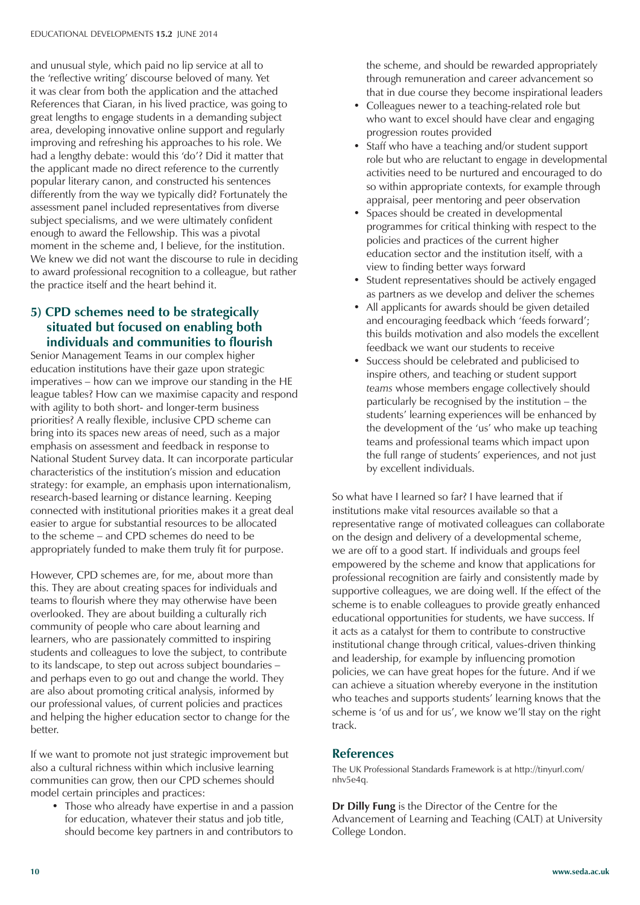and unusual style, which paid no lip service at all to the 'reflective writing' discourse beloved of many. Yet it was clear from both the application and the attached References that Ciaran, in his lived practice, was going to great lengths to engage students in a demanding subject area, developing innovative online support and regularly improving and refreshing his approaches to his role. We had a lengthy debate: would this 'do'? Did it matter that the applicant made no direct reference to the currently popular literary canon, and constructed his sentences differently from the way we typically did? Fortunately the assessment panel included representatives from diverse subject specialisms, and we were ultimately confident enough to award the Fellowship. This was a pivotal moment in the scheme and, I believe, for the institution. We knew we did not want the discourse to rule in deciding to award professional recognition to a colleague, but rather the practice itself and the heart behind it.

## 5) CPD schemes need to be strategically situated but focused on enabling both individuals and communities to flourish

Senior Management Teams in our complex higher education institutions have their gaze upon strategic imperatives – how can we improve our standing in the HE league tables? How can we maximise capacity and respond with agility to both short- and longer-term business priorities? A really flexible, inclusive CPD scheme can bring into its spaces new areas of need, such as a major emphasis on assessment and feedback in response to National Student Survey data. It can incorporate particular characteristics of the institution's mission and education strategy: for example, an emphasis upon internationalism, research-based learning or distance learning. Keeping connected with institutional priorities makes it a great deal easier to argue for substantial resources to be allocated to the scheme – and CPD schemes do need to be appropriately funded to make them truly fit for purpose.

However, CPD schemes are, for me, about more than this. They are about creating spaces for individuals and teams to flourish where they may otherwise have been overlooked. They are about building a culturally rich community of people who care about learning and learners, who are passionately committed to inspiring students and colleagues to love the subject, to contribute to its landscape, to step out across subject boundaries – and perhaps even to go out and change the world. They are also about promoting critical analysis, informed by our professional values, of current policies and practices and helping the higher education sector to change for the better.

If we want to promote not just strategic improvement but also a cultural richness within which inclusive learning communities can grow, then our CPD schemes should model certain principles and practices:

- Those who already have expertise in and a passion for education, whatever their status and job title, should become key partners in and contributors to the scheme, and should be rewarded appropriately through remuneration and career advancement so that in due course they become inspirational leaders
- Colleagues newer to a teaching-related role but who want to excel should have clear and engaging progression routes provided
- Staff who have a teaching and/or student support role but who are reluctant to engage in developmental activities need to be nurtured and encouraged to do so within appropriate contexts, for example through appraisal, peer mentoring and peer observation
- Spaces should be created in developmental programmes for critical thinking with respect to the policies and practices of the current higher education sector and the institution itself, with a view to finding better ways forward
- Student representatives should be actively engaged as partners as we develop and deliver the schemes
- All applicants for awards should be given detailed and encouraging feedback which 'feeds forward'; this builds motivation and also models the excellent feedback we want our students to receive
- Success should be celebrated and publicised to inspire others, and teaching or student support *teams* whose members engage collectively should particularly be recognised by the institution – the students' learning experiences will be enhanced by the development of the 'us' who make up teaching teams and professional teams which impact upon the full range of students' experiences, and not just by excellent individuals.

So what have I learned so far? I have learned that if institutions make vital resources available so that a representative range of motivated colleagues can collaborate on the design and delivery of a developmental scheme, we are off to a good start. If individuals and groups feel empowered by the scheme and know that applications for professional recognition are fairly and consistently made by supportive colleagues, we are doing well. If the effect of the scheme is to enable colleagues to provide greatly enhanced educational opportunities for students, we have success. If it acts as a catalyst for them to contribute to constructive institutional change through critical, values-driven thinking and leadership, for example by influencing promotion policies, we can have great hopes for the future. And if we can achieve a situation whereby everyone in the institution who teaches and supports students' learning knows that the scheme is 'of us and for us', we know we'll stay on the right track.

## References

The UK Professional Standards Framework is at http://tinyurl.com/nhv5e4q.

**Dr Dilly Fung** is the Director of the Centre for the Advancement of Learning and Teaching (CALT) at University College London.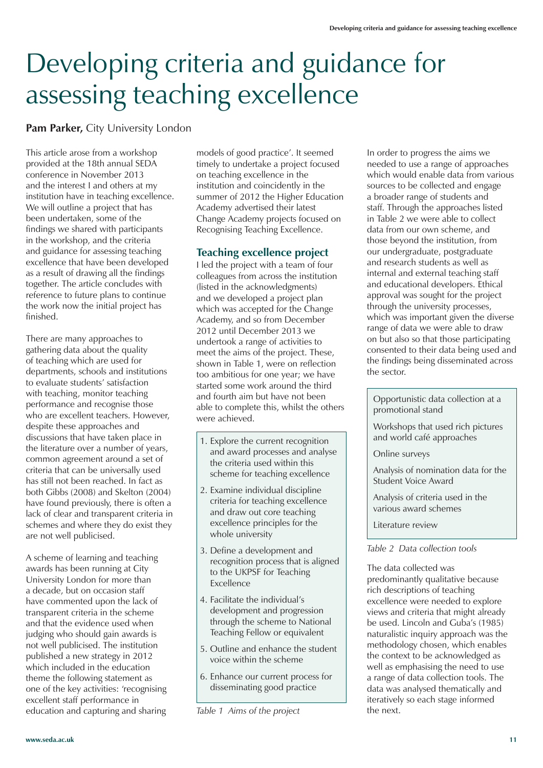# Developing criteria and guidance for assessing teaching excellence

**Pam Parker,** City University London

This article arose from a workshop provided at the 18th annual SEDA conference in November 2013 and the interest I and others at my institution have in teaching excellence. We will outline a project that has been undertaken, some of the findings we shared with participants in the workshop, and the criteria and guidance for assessing teaching excellence that have been developed as a result of drawing all the findings together. The article concludes with reference to future plans to continue the work now the initial project has finished.

There are many approaches to gathering data about the quality of teaching which are used for departments, schools and institutions to evaluate students' satisfaction with teaching, monitor teaching performance and recognise those who are excellent teachers. However, despite these approaches and discussions that have taken place in the literature over a number of years, common agreement around a set of criteria that can be universally used has still not been reached. In fact as both Gibbs (2008) and Skelton (2004) have found previously, there is often a lack of clear and transparent criteria in schemes and where they do exist they are not well publicised.

A scheme of learning and teaching awards has been running at City University London for more than a decade, but on occasion staff have commented upon the lack of transparent criteria in the scheme and that the evidence used when judging who should gain awards is not well publicised. The institution published a new strategy in 2012 which included in the education theme the following statement as one of the key activities: 'recognising excellent staff performance in education and capturing and sharing models of good practice'. It seemed timely to undertake a project focused on teaching excellence in the institution and coincidently in the summer of 2012 the Higher Education Academy advertised their latest Change Academy projects focused on Recognising Teaching Excellence.

## Teaching excellence project

I led the project with a team of four colleagues from across the institution (listed in the acknowledgments) and we developed a project plan which was accepted for the Change Academy, and so from December 2012 until December 2013 we undertook a range of activities to meet the aims of the project. These, shown in Table 1, were on reflection too ambitious for one year; we have started some work around the third and fourth aim but have not been able to complete this, whilst the others were achieved.

1. Explore the current recognition and award processes and analyse the criteria used within this scheme for teaching excellence
2. Examine individual discipline criteria for teaching excellence and draw out core teaching excellence principles for the whole university
3. Define a development and recognition process that is aligned to the UKPSF for Teaching Excellence
4. Facilitate the individual's development and progression through the scheme to National Teaching Fellow or equivalent
5. Outline and enhance the student voice within the scheme
6. Enhance our current process for disseminating good practice

*Table 1 Aims of the project*

In order to progress the aims we needed to use a range of approaches which would enable data from various sources to be collected and engage a broader range of students and staff. Through the approaches listed in Table 2 we were able to collect data from our own scheme, and those beyond the institution, from our undergraduate, postgraduate and research students as well as internal and external teaching staff and educational developers. Ethical approval was sought for the project through the university processes, which was important given the diverse range of data we were able to draw on but also so that those participating consented to their data being used and the findings being disseminated across the sector.

| Data collection tools |
|---|
| Opportunistic data collection at a promotional stand |
| Workshops that used rich pictures and world café approaches |
| Online surveys |
| Analysis of nomination data for the Student Voice Award |
| Analysis of criteria used in the various award schemes |
| Literature review |

*Table 2 Data collection tools*

The data collected was predominantly qualitative because rich descriptions of teaching excellence were needed to explore views and criteria that might already be used. Lincoln and Guba's (1985) naturalistic inquiry approach was the methodology chosen, which enables the context to be acknowledged as well as emphasising the need to use a range of data collection tools. The data was analysed thematically and iteratively so each stage informed the next.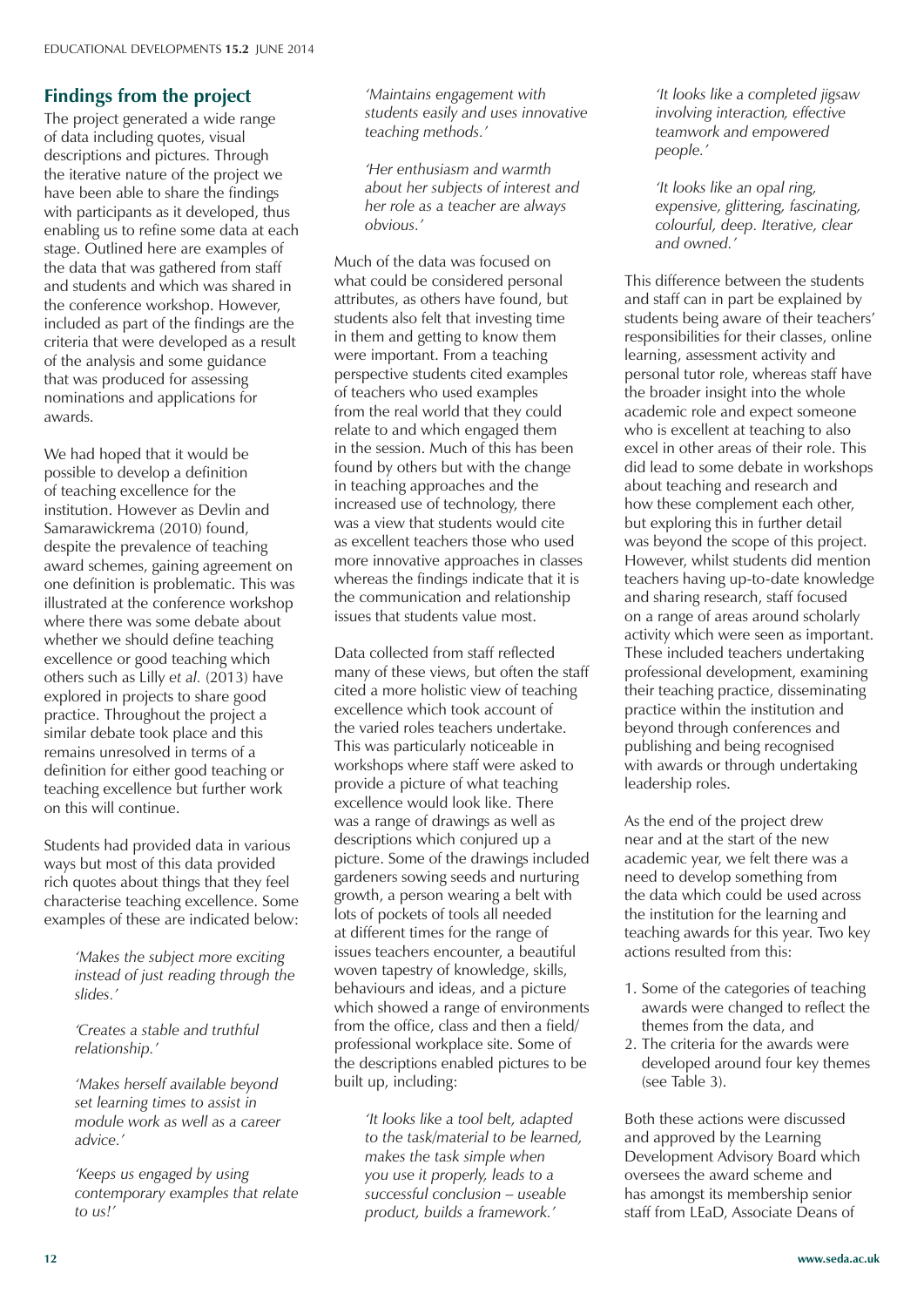## Findings from the project

The project generated a wide range of data including quotes, visual descriptions and pictures. Through the iterative nature of the project we have been able to share the findings with participants as it developed, thus enabling us to refine some data at each stage. Outlined here are examples of the data that was gathered from staff and students and which was shared in the conference workshop. However, included as part of the findings are the criteria that were developed as a result of the analysis and some guidance that was produced for assessing nominations and applications for awards.

We had hoped that it would be possible to develop a definition of teaching excellence for the institution. However as Devlin and Samarawickrema (2010) found, despite the prevalence of teaching award schemes, gaining agreement on one definition is problematic. This was illustrated at the conference workshop where there was some debate about whether we should define teaching excellence or good teaching which others such as Lilly *et al.* (2013) have explored in projects to share good practice. Throughout the project a similar debate took place and this remains unresolved in terms of a definition for either good teaching or teaching excellence but further work on this will continue.

Students had provided data in various ways but most of this data provided rich quotes about things that they feel characterise teaching excellence. Some examples of these are indicated below:

> *'Makes the subject more exciting instead of just reading through the slides.'*
>
> *'Creates a stable and truthful relationship.'*
>
> *'Makes herself available beyond set learning times to assist in module work as well as a career advice.'*
>
> *'Keeps us engaged by using contemporary examples that relate to us!'*
>
> *'Maintains engagement with students easily and uses innovative teaching methods.'*
>
> *'Her enthusiasm and warmth about her subjects of interest and her role as a teacher are always obvious.'*

Much of the data was focused on what could be considered personal attributes, as others have found, but students also felt that investing time in them and getting to know them were important. From a teaching perspective students cited examples of teachers who used examples from the real world that they could relate to and which engaged them in the session. Much of this has been found by others but with the change in teaching approaches and the increased use of technology, there was a view that students would cite as excellent teachers those who used more innovative approaches in classes whereas the findings indicate that it is the communication and relationship issues that students value most.

Data collected from staff reflected many of these views, but often the staff cited a more holistic view of teaching excellence which took account of the varied roles teachers undertake. This was particularly noticeable in workshops where staff were asked to provide a picture of what teaching excellence would look like. There was a range of drawings as well as descriptions which conjured up a picture. Some of the drawings included gardeners sowing seeds and nurturing growth, a person wearing a belt with lots of pockets of tools all needed at different times for the range of issues teachers encounter, a beautiful woven tapestry of knowledge, skills, behaviours and ideas, and a picture which showed a range of environments from the office, class and then a field/ professional workplace site. Some of the descriptions enabled pictures to be built up, including:

> *'It looks like a tool belt, adapted to the task/material to be learned, makes the task simple when you use it properly, leads to a successful conclusion – useable product, builds a framework.'*
>
> *'It looks like a completed jigsaw involving interaction, effective teamwork and empowered people.'*
>
> *'It looks like an opal ring, expensive, glittering, fascinating, colourful, deep. Iterative, clear and owned.'*

This difference between the students and staff can in part be explained by students being aware of their teachers' responsibilities for their classes, online learning, assessment activity and personal tutor role, whereas staff have the broader insight into the whole academic role and expect someone who is excellent at teaching to also excel in other areas of their role. This did lead to some debate in workshops about teaching and research and how these complement each other, but exploring this in further detail was beyond the scope of this project. However, whilst students did mention teachers having up-to-date knowledge and sharing research, staff focused on a range of areas around scholarly activity which were seen as important. These included teachers undertaking professional development, examining their teaching practice, disseminating practice within the institution and beyond through conferences and publishing and being recognised with awards or through undertaking leadership roles.

As the end of the project drew near and at the start of the new academic year, we felt there was a need to develop something from the data which could be used across the institution for the learning and teaching awards for this year. Two key actions resulted from this:

1. Some of the categories of teaching awards were changed to reflect the themes from the data, and
2. The criteria for the awards were developed around four key themes (see Table 3).

Both these actions were discussed and approved by the Learning Development Advisory Board which oversees the award scheme and has amongst its membership senior staff from LEaD, Associate Deans of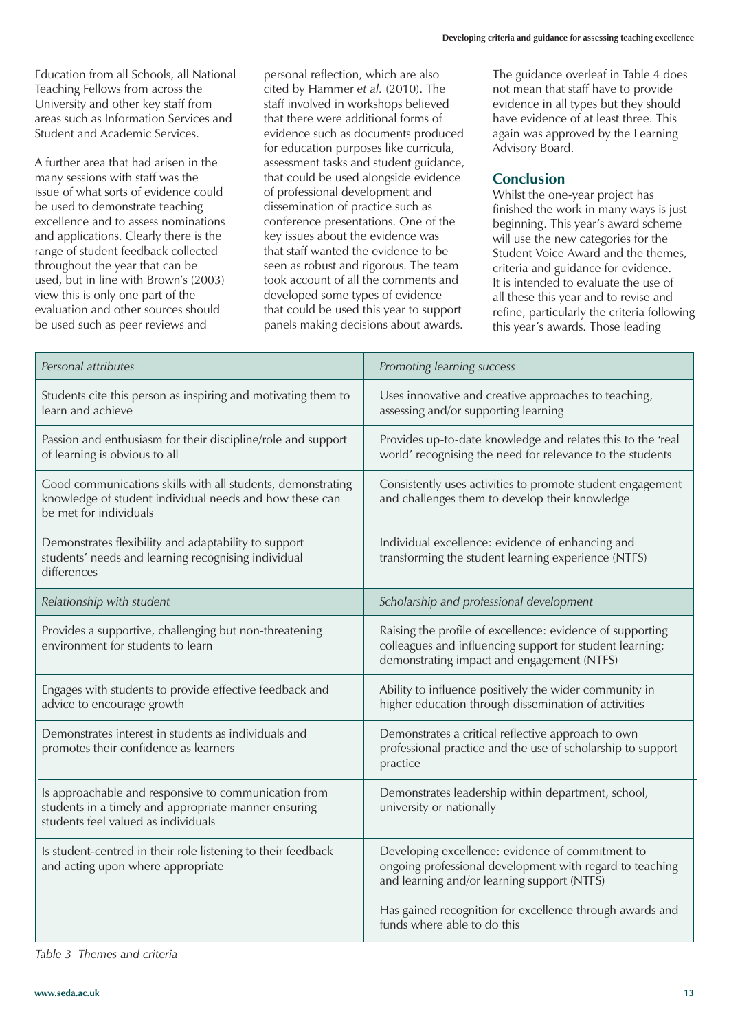Education from all Schools, all National Teaching Fellows from across the University and other key staff from areas such as Information Services and Student and Academic Services.

A further area that had arisen in the many sessions with staff was the issue of what sorts of evidence could be used to demonstrate teaching excellence and to assess nominations and applications. Clearly there is the range of student feedback collected throughout the year that can be used, but in line with Brown's (2003) view this is only one part of the evaluation and other sources should be used such as peer reviews and personal reflection, which are also cited by Hammer *et al.* (2010). The staff involved in workshops believed that there were additional forms of evidence such as documents produced for education purposes like curricula, assessment tasks and student guidance, that could be used alongside evidence of professional development and dissemination of practice such as conference presentations. One of the key issues about the evidence was that staff wanted the evidence to be seen as robust and rigorous. The team took account of all the comments and developed some types of evidence that could be used this year to support panels making decisions about awards.

The guidance overleaf in Table 4 does not mean that staff have to provide evidence in all types but they should have evidence of at least three. This again was approved by the Learning Advisory Board.

## Conclusion

Whilst the one-year project has finished the work in many ways is just beginning. This year's award scheme will use the new categories for the Student Voice Award and the themes, criteria and guidance for evidence. It is intended to evaluate the use of all these this year and to revise and refine, particularly the criteria following this year's awards. Those leading

| *Personal attributes* | *Promoting learning success* |
|---|---|
| Students cite this person as inspiring and motivating them to learn and achieve | Uses innovative and creative approaches to teaching, assessing and/or supporting learning |
| Passion and enthusiasm for their discipline/role and support of learning is obvious to all | Provides up-to-date knowledge and relates this to the 'real world' recognising the need for relevance to the students |
| Good communications skills with all students, demonstrating knowledge of student individual needs and how these can be met for individuals | Consistently uses activities to promote student engagement and challenges them to develop their knowledge |
| Demonstrates flexibility and adaptability to support students' needs and learning recognising individual differences | Individual excellence: evidence of enhancing and transforming the student learning experience (NTFS) |
| *Relationship with student* | *Scholarship and professional development* |
| Provides a supportive, challenging but non-threatening environment for students to learn | Raising the profile of excellence: evidence of supporting colleagues and influencing support for student learning; demonstrating impact and engagement (NTFS) |
| Engages with students to provide effective feedback and advice to encourage growth | Ability to influence positively the wider community in higher education through dissemination of activities |
| Demonstrates interest in students as individuals and promotes their confidence as learners | Demonstrates a critical reflective approach to own professional practice and the use of scholarship to support practice |
| Is approachable and responsive to communication from students in a timely and appropriate manner ensuring students feel valued as individuals | Demonstrates leadership within department, school, university or nationally |
| Is student-centred in their role listening to their feedback and acting upon where appropriate | Developing excellence: evidence of commitment to ongoing professional development with regard to teaching and learning and/or learning support (NTFS) |
| | Has gained recognition for excellence through awards and funds where able to do this |

*Table 3 Themes and criteria*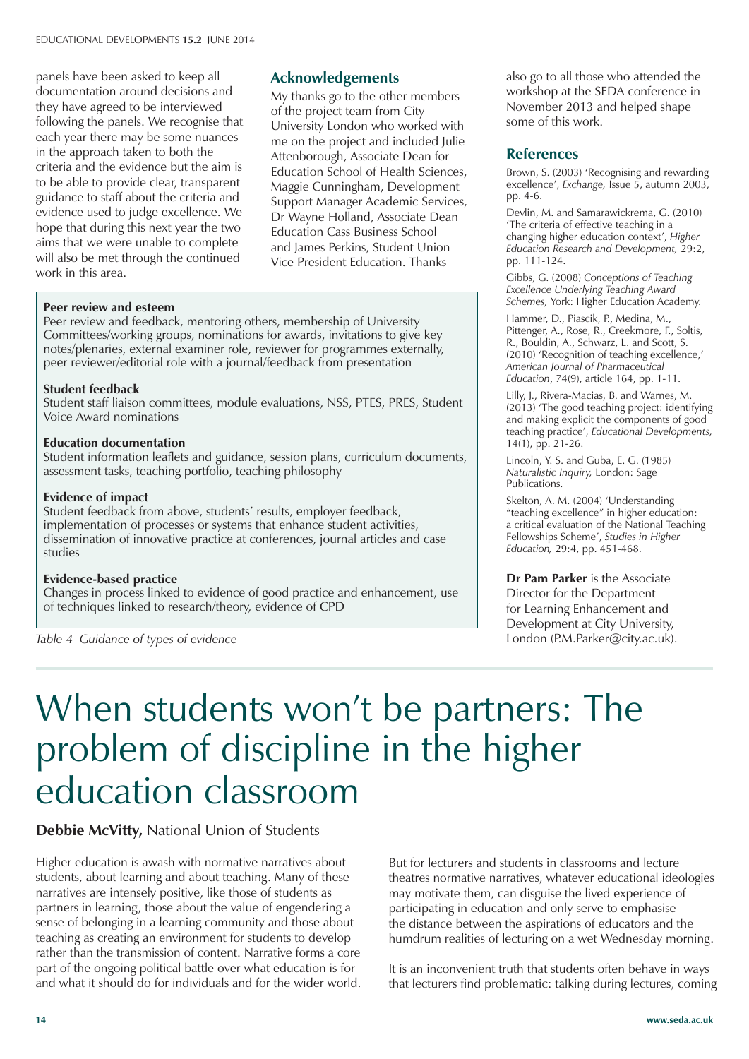panels have been asked to keep all documentation around decisions and they have agreed to be interviewed following the panels. We recognise that each year there may be some nuances in the approach taken to both the criteria and the evidence but the aim is to be able to provide clear, transparent guidance to staff about the criteria and evidence used to judge excellence. We hope that during this next year the two aims that we were unable to complete will also be met through the continued work in this area.

**Peer review and esteem**
Peer review and feedback, mentoring others, membership of University Committees/working groups, nominations for awards, invitations to give key notes/plenaries, external examiner role, reviewer for programmes externally, peer reviewer/editorial role with a journal/feedback from presentation

**Student feedback**
Student staff liaison committees, module evaluations, NSS, PTES, PRES, Student Voice Award nominations

**Education documentation**
Student information leaflets and guidance, session plans, curriculum documents, assessment tasks, teaching portfolio, teaching philosophy

**Evidence of impact**
Student feedback from above, students' results, employer feedback, implementation of processes or systems that enhance student activities, dissemination of innovative practice at conferences, journal articles and case studies

**Evidence-based practice**
Changes in process linked to evidence of good practice and enhancement, use of techniques linked to research/theory, evidence of CPD

*Table 4 Guidance of types of evidence*

## Acknowledgements

My thanks go to the other members of the project team from City University London who worked with me on the project and included Julie Attenborough, Associate Dean for Education School of Health Sciences, Maggie Cunningham, Development Support Manager Academic Services, Dr Wayne Holland, Associate Dean Education Cass Business School and James Perkins, Student Union Vice President Education. Thanks also go to all those who attended the workshop at the SEDA conference in November 2013 and helped shape some of this work.

## References

Brown, S. (2003) 'Recognising and rewarding excellence', *Exchange,* Issue 5, autumn 2003, pp. 4-6.

Devlin, M. and Samarawickrema, G. (2010) 'The criteria of effective teaching in a changing higher education context', *Higher Education Research and Development,* 29:2, pp. 111-124.

Gibbs, G. (2008) *Conceptions of Teaching Excellence Underlying Teaching Award Schemes,* York: Higher Education Academy.

Hammer, D., Piascik, P., Medina, M., Pittenger, A., Rose, R., Creekmore, F., Soltis, R., Bouldin, A., Schwarz, L. and Scott, S. (2010) 'Recognition of teaching excellence,' *American Journal of Pharmaceutical Education*, 74(9), article 164, pp. 1-11.

Lilly, J., Rivera-Macias, B. and Warnes, M. (2013) 'The good teaching project: identifying and making explicit the components of good teaching practice', *Educational Developments,* 14(1), pp. 21-26.

Lincoln, Y. S. and Guba, E. G. (1985) *Naturalistic Inquiry,* London: Sage Publications.

Skelton, A. M. (2004) 'Understanding "teaching excellence" in higher education: a critical evaluation of the National Teaching Fellowships Scheme', *Studies in Higher Education,* 29:4, pp. 451-468.

**Dr Pam Parker** is the Associate Director for the Department for Learning Enhancement and Development at City University, London (P.M.Parker@city.ac.uk).

# When students won't be partners: The problem of discipline in the higher education classroom

**Debbie McVitty,** National Union of Students

Higher education is awash with normative narratives about students, about learning and about teaching. Many of these narratives are intensely positive, like those of students as partners in learning, those about the value of engendering a sense of belonging in a learning community and those about teaching as creating an environment for students to develop rather than the transmission of content. Narrative forms a core part of the ongoing political battle over what education is for and what it should do for individuals and for the wider world.

But for lecturers and students in classrooms and lecture theatres normative narratives, whatever educational ideologies may motivate them, can disguise the lived experience of participating in education and only serve to emphasise the distance between the aspirations of educators and the humdrum realities of lecturing on a wet Wednesday morning.

It is an inconvenient truth that students often behave in ways that lecturers find problematic: talking during lectures, coming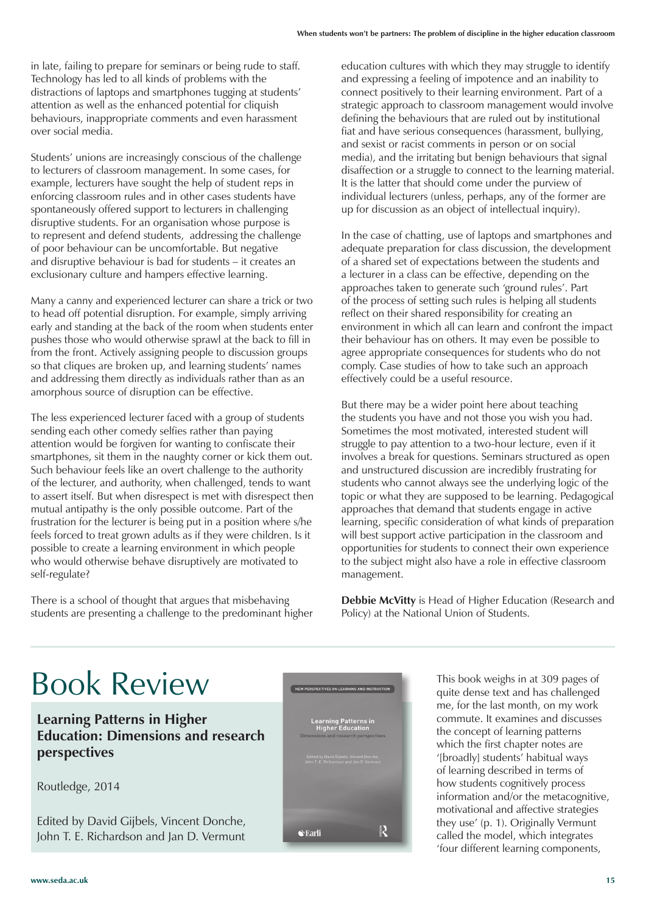in late, failing to prepare for seminars or being rude to staff. Technology has led to all kinds of problems with the distractions of laptops and smartphones tugging at students' attention as well as the enhanced potential for cliquish behaviours, inappropriate comments and even harassment over social media.

Students' unions are increasingly conscious of the challenge to lecturers of classroom management. In some cases, for example, lecturers have sought the help of student reps in enforcing classroom rules and in other cases students have spontaneously offered support to lecturers in challenging disruptive students. For an organisation whose purpose is to represent and defend students, addressing the challenge of poor behaviour can be uncomfortable. But negative and disruptive behaviour is bad for students – it creates an exclusionary culture and hampers effective learning.

Many a canny and experienced lecturer can share a trick or two to head off potential disruption. For example, simply arriving early and standing at the back of the room when students enter pushes those who would otherwise sprawl at the back to fill in from the front. Actively assigning people to discussion groups so that cliques are broken up, and learning students' names and addressing them directly as individuals rather than as an amorphous source of disruption can be effective.

The less experienced lecturer faced with a group of students sending each other comedy selfies rather than paying attention would be forgiven for wanting to confiscate their smartphones, sit them in the naughty corner or kick them out. Such behaviour feels like an overt challenge to the authority of the lecturer, and authority, when challenged, tends to want to assert itself. But when disrespect is met with disrespect then mutual antipathy is the only possible outcome. Part of the frustration for the lecturer is being put in a position where s/he feels forced to treat grown adults as if they were children. Is it possible to create a learning environment in which people who would otherwise behave disruptively are motivated to self-regulate?

There is a school of thought that argues that misbehaving students are presenting a challenge to the predominant higher education cultures with which they may struggle to identify and expressing a feeling of impotence and an inability to connect positively to their learning environment. Part of a strategic approach to classroom management would involve defining the behaviours that are ruled out by institutional fiat and have serious consequences (harassment, bullying, and sexist or racist comments in person or on social media), and the irritating but benign behaviours that signal disaffection or a struggle to connect to the learning material. It is the latter that should come under the purview of individual lecturers (unless, perhaps, any of the former are up for discussion as an object of intellectual inquiry).

In the case of chatting, use of laptops and smartphones and adequate preparation for class discussion, the development of a shared set of expectations between the students and a lecturer in a class can be effective, depending on the approaches taken to generate such 'ground rules'. Part of the process of setting such rules is helping all students reflect on their shared responsibility for creating an environment in which all can learn and confront the impact their behaviour has on others. It may even be possible to agree appropriate consequences for students who do not comply. Case studies of how to take such an approach effectively could be a useful resource.

But there may be a wider point here about teaching the students you have and not those you wish you had. Sometimes the most motivated, interested student will struggle to pay attention to a two-hour lecture, even if it involves a break for questions. Seminars structured as open and unstructured discussion are incredibly frustrating for students who cannot always see the underlying logic of the topic or what they are supposed to be learning. Pedagogical approaches that demand that students engage in active learning, specific consideration of what kinds of preparation will best support active participation in the classroom and opportunities for students to connect their own experience to the subject might also have a role in effective classroom management.

**Debbie McVitty** is Head of Higher Education (Research and Policy) at the National Union of Students.

# Book Review

**Learning Patterns in Higher Education: Dimensions and research perspectives**

Routledge, 2014

Edited by David Gijbels, Vincent Donche, John T. E. Richardson and Jan D. Vermunt

This book weighs in at 309 pages of quite dense text and has challenged me, for the last month, on my work commute. It examines and discusses the concept of learning patterns which the first chapter notes are '[broadly] students' habitual ways of learning described in terms of how students cognitively process information and/or the metacognitive, motivational and affective strategies they use' (p. 1). Originally Vermunt called the model, which integrates 'four different learning components,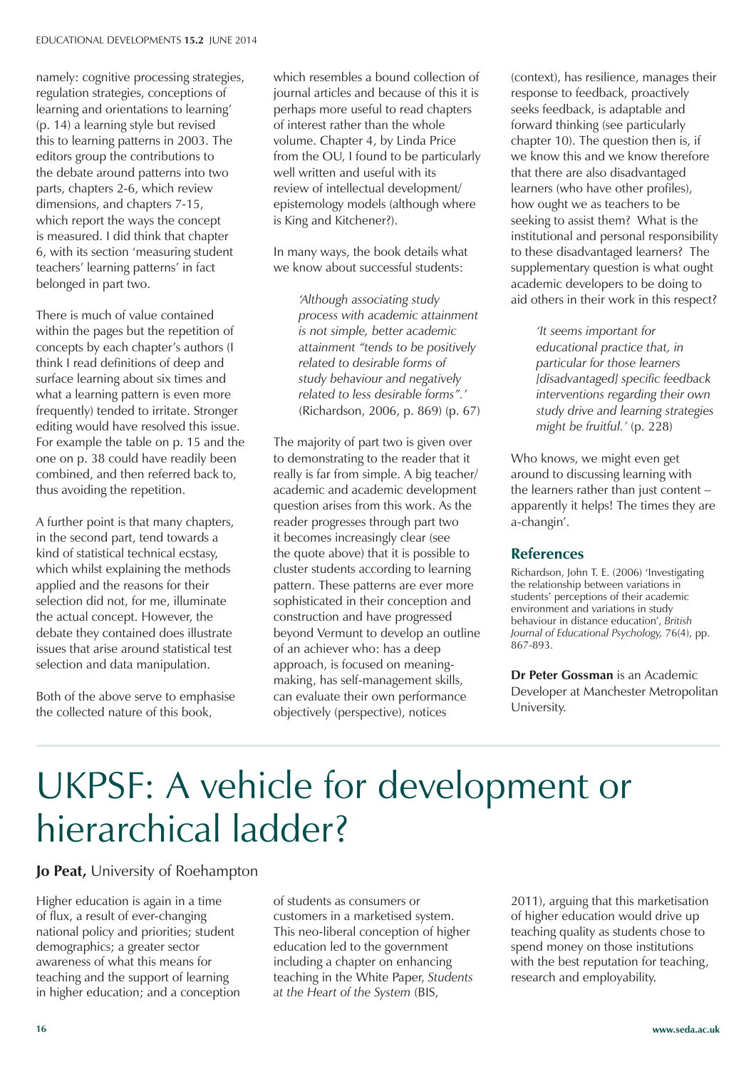namely: cognitive processing strategies, regulation strategies, conceptions of learning and orientations to learning' (p. 14) a learning style but revised this to learning patterns in 2003. The editors group the contributions to the debate around patterns into two parts, chapters 2-6, which review dimensions, and chapters 7-15, which report the ways the concept is measured. I did think that chapter 6, with its section 'measuring student teachers' learning patterns' in fact belonged in part two.

There is much of value contained within the pages but the repetition of concepts by each chapter's authors (I think I read definitions of deep and surface learning about six times and what a learning pattern is even more frequently) tended to irritate. Stronger editing would have resolved this issue. For example the table on p. 15 and the one on p. 38 could have readily been combined, and then referred back to, thus avoiding the repetition.

A further point is that many chapters, in the second part, tend towards a kind of statistical technical ecstasy, which whilst explaining the methods applied and the reasons for their selection did not, for me, illuminate the actual concept. However, the debate they contained does illustrate issues that arise around statistical test selection and data manipulation.

Both of the above serve to emphasise the collected nature of this book, which resembles a bound collection of journal articles and because of this it is perhaps more useful to read chapters of interest rather than the whole volume. Chapter 4, by Linda Price from the OU, I found to be particularly well written and useful with its review of intellectual development/epistemology models (although where is King and Kitchener?).

In many ways, the book details what we know about successful students:

> *'Although associating study process with academic attainment is not simple, better academic attainment "tends to be positively related to desirable forms of study behaviour and negatively related to less desirable forms".'* (Richardson, 2006, p. 869) (p. 67)

The majority of part two is given over to demonstrating to the reader that it really is far from simple. A big teacher/academic and academic development question arises from this work. As the reader progresses through part two it becomes increasingly clear (see the quote above) that it is possible to cluster students according to learning pattern. These patterns are ever more sophisticated in their conception and construction and have progressed beyond Vermunt to develop an outline of an achiever who: has a deep approach, is focused on meaning-making, has self-management skills, can evaluate their own performance objectively (perspective), notices (context), has resilience, manages their response to feedback, proactively seeks feedback, is adaptable and forward thinking (see particularly chapter 10). The question then is, if we know this and we know therefore that there are also disadvantaged learners (who have other profiles), how ought we as teachers to be seeking to assist them? What is the institutional and personal responsibility to these disadvantaged learners? The supplementary question is what ought academic developers to be doing to aid others in their work in this respect?

> *'It seems important for educational practice that, in particular for those learners [disadvantaged] specific feedback interventions regarding their own study drive and learning strategies might be fruitful.'* (p. 228)

Who knows, we might even get around to discussing learning with the learners rather than just content – apparently it helps! The times they are a-changin'.

## References

Richardson, John T. E. (2006) 'Investigating the relationship between variations in students' perceptions of their academic environment and variations in study behaviour in distance education', *British Journal of Educational Psychology,* 76(4), pp. 867-893.

**Dr Peter Gossman** is an Academic Developer at Manchester Metropolitan University.

# UKPSF: A vehicle for development or hierarchical ladder?

**Jo Peat,** University of Roehampton

Higher education is again in a time of flux, a result of ever-changing national policy and priorities; student demographics; a greater sector awareness of what this means for teaching and the support of learning in higher education; and a conception of students as consumers or customers in a marketised system. This neo-liberal conception of higher education led to the government including a chapter on enhancing teaching in the White Paper, *Students at the Heart of the System* (BIS, 2011), arguing that this marketisation of higher education would drive up teaching quality as students chose to spend money on those institutions with the best reputation for teaching, research and employability.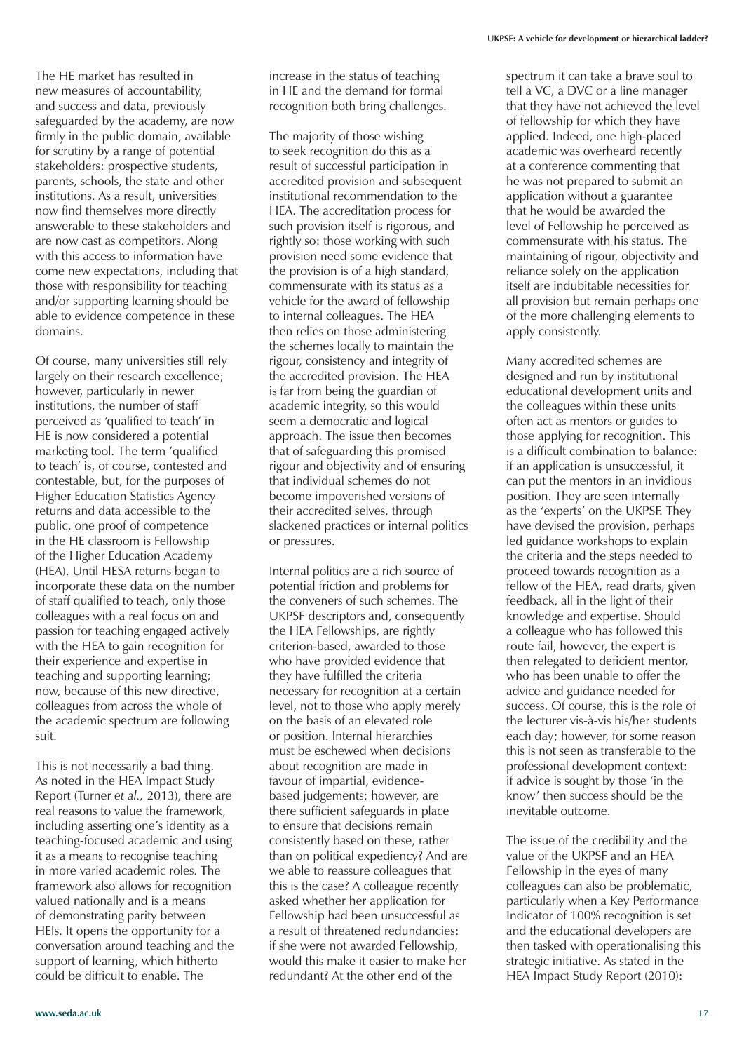The HE market has resulted in new measures of accountability, and success and data, previously safeguarded by the academy, are now firmly in the public domain, available for scrutiny by a range of potential stakeholders: prospective students, parents, schools, the state and other institutions. As a result, universities now find themselves more directly answerable to these stakeholders and are now cast as competitors. Along with this access to information have come new expectations, including that those with responsibility for teaching and/or supporting learning should be able to evidence competence in these domains.

Of course, many universities still rely largely on their research excellence; however, particularly in newer institutions, the number of staff perceived as 'qualified to teach' in HE is now considered a potential marketing tool. The term 'qualified to teach' is, of course, contested and contestable, but, for the purposes of Higher Education Statistics Agency returns and data accessible to the public, one proof of competence in the HE classroom is Fellowship of the Higher Education Academy (HEA). Until HESA returns began to incorporate these data on the number of staff qualified to teach, only those colleagues with a real focus on and passion for teaching engaged actively with the HEA to gain recognition for their experience and expertise in teaching and supporting learning; now, because of this new directive, colleagues from across the whole of the academic spectrum are following suit.

This is not necessarily a bad thing. As noted in the HEA Impact Study Report (Turner *et al.,* 2013), there are real reasons to value the framework, including asserting one's identity as a teaching-focused academic and using it as a means to recognise teaching in more varied academic roles. The framework also allows for recognition valued nationally and is a means of demonstrating parity between HEIs. It opens the opportunity for a conversation around teaching and the support of learning, which hitherto could be difficult to enable. The increase in the status of teaching in HE and the demand for formal recognition both bring challenges.

The majority of those wishing to seek recognition do this as a result of successful participation in accredited provision and subsequent institutional recommendation to the HEA. The accreditation process for such provision itself is rigorous, and rightly so: those working with such provision need some evidence that the provision is of a high standard, commensurate with its status as a vehicle for the award of fellowship to internal colleagues. The HEA then relies on those administering the schemes locally to maintain the rigour, consistency and integrity of the accredited provision. The HEA is far from being the guardian of academic integrity, so this would seem a democratic and logical approach. The issue then becomes that of safeguarding this promised rigour and objectivity and of ensuring that individual schemes do not become impoverished versions of their accredited selves, through slackened practices or internal politics or pressures.

Internal politics are a rich source of potential friction and problems for the conveners of such schemes. The UKPSF descriptors and, consequently the HEA Fellowships, are rightly criterion-based, awarded to those who have provided evidence that they have fulfilled the criteria necessary for recognition at a certain level, not to those who apply merely on the basis of an elevated role or position. Internal hierarchies must be eschewed when decisions about recognition are made in favour of impartial, evidence-based judgements; however, are there sufficient safeguards in place to ensure that decisions remain consistently based on these, rather than on political expediency? And are we able to reassure colleagues that this is the case? A colleague recently asked whether her application for Fellowship had been unsuccessful as a result of threatened redundancies: if she were not awarded Fellowship, would this make it easier to make her redundant? At the other end of the spectrum it can take a brave soul to tell a VC, a DVC or a line manager that they have not achieved the level of fellowship for which they have applied. Indeed, one high-placed academic was overheard recently at a conference commenting that he was not prepared to submit an application without a guarantee that he would be awarded the level of Fellowship he perceived as commensurate with his status. The maintaining of rigour, objectivity and reliance solely on the application itself are indubitable necessities for all provision but remain perhaps one of the more challenging elements to apply consistently.

Many accredited schemes are designed and run by institutional educational development units and the colleagues within these units often act as mentors or guides to those applying for recognition. This is a difficult combination to balance: if an application is unsuccessful, it can put the mentors in an invidious position. They are seen internally as the 'experts' on the UKPSF. They have devised the provision, perhaps led guidance workshops to explain the criteria and the steps needed to proceed towards recognition as a fellow of the HEA, read drafts, given feedback, all in the light of their knowledge and expertise. Should a colleague who has followed this route fail, however, the expert is then relegated to deficient mentor, who has been unable to offer the advice and guidance needed for success. Of course, this is the role of the lecturer vis-à-vis his/her students each day; however, for some reason this is not seen as transferable to the professional development context: if advice is sought by those 'in the know' then success should be the inevitable outcome.

The issue of the credibility and the value of the UKPSF and an HEA Fellowship in the eyes of many colleagues can also be problematic, particularly when a Key Performance Indicator of 100% recognition is set and the educational developers are then tasked with operationalising this strategic initiative. As stated in the HEA Impact Study Report (2010):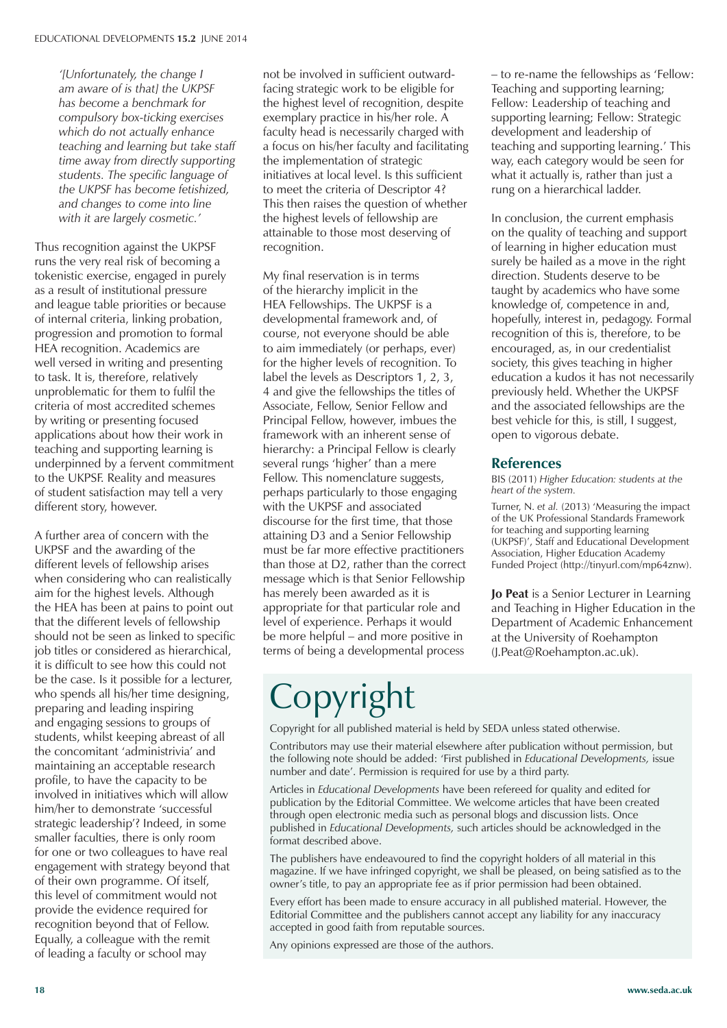*'[Unfortunately, the change I am aware of is that] the UKPSF has become a benchmark for compulsory box-ticking exercises which do not actually enhance teaching and learning but take staff time away from directly supporting students. The specific language of the UKPSF has become fetishized, and changes to come into line with it are largely cosmetic.'*

Thus recognition against the UKPSF runs the very real risk of becoming a tokenistic exercise, engaged in purely as a result of institutional pressure and league table priorities or because of internal criteria, linking probation, progression and promotion to formal HEA recognition. Academics are well versed in writing and presenting to task. It is, therefore, relatively unproblematic for them to fulfil the criteria of most accredited schemes by writing or presenting focused applications about how their work in teaching and supporting learning is underpinned by a fervent commitment to the UKPSF. Reality and measures of student satisfaction may tell a very different story, however.

A further area of concern with the UKPSF and the awarding of the different levels of fellowship arises when considering who can realistically aim for the highest levels. Although the HEA has been at pains to point out that the different levels of fellowship should not be seen as linked to specific job titles or considered as hierarchical, it is difficult to see how this could not be the case. Is it possible for a lecturer, who spends all his/her time designing, preparing and leading inspiring and engaging sessions to groups of students, whilst keeping abreast of all the concomitant 'administrivia' and maintaining an acceptable research profile, to have the capacity to be involved in initiatives which will allow him/her to demonstrate 'successful strategic leadership'? Indeed, in some smaller faculties, there is only room for one or two colleagues to have real engagement with strategy beyond that of their own programme. Of itself, this level of commitment would not provide the evidence required for recognition beyond that of Fellow. Equally, a colleague with the remit of leading a faculty or school may not be involved in sufficient outward-facing strategic work to be eligible for the highest level of recognition, despite exemplary practice in his/her role. A faculty head is necessarily charged with a focus on his/her faculty and facilitating the implementation of strategic initiatives at local level. Is this sufficient to meet the criteria of Descriptor 4? This then raises the question of whether the highest levels of fellowship are attainable to those most deserving of recognition.

My final reservation is in terms of the hierarchy implicit in the HEA Fellowships. The UKPSF is a developmental framework and, of course, not everyone should be able to aim immediately (or perhaps, ever) for the higher levels of recognition. To label the levels as Descriptors 1, 2, 3, 4 and give the fellowships the titles of Associate, Fellow, Senior Fellow and Principal Fellow, however, imbues the framework with an inherent sense of hierarchy: a Principal Fellow is clearly several rungs 'higher' than a mere Fellow. This nomenclature suggests, perhaps particularly to those engaging with the UKPSF and associated discourse for the first time, that those attaining D3 and a Senior Fellowship must be far more effective practitioners than those at D2, rather than the correct message which is that Senior Fellowship has merely been awarded as it is appropriate for that particular role and level of experience. Perhaps it would be more helpful – and more positive in terms of being a developmental process – to re-name the fellowships as 'Fellow: Teaching and supporting learning; Fellow: Leadership of teaching and supporting learning; Fellow: Strategic development and leadership of teaching and supporting learning.' This way, each category would be seen for what it actually is, rather than just a rung on a hierarchical ladder.

In conclusion, the current emphasis on the quality of teaching and support of learning in higher education must surely be hailed as a move in the right direction. Students deserve to be taught by academics who have some knowledge of, competence in and, hopefully, interest in, pedagogy. Formal recognition of this is, therefore, to be encouraged, as, in our credentialist society, this gives teaching in higher education a kudos it has not necessarily previously held. Whether the UKPSF and the associated fellowships are the best vehicle for this, is still, I suggest, open to vigorous debate.

## References

BIS (2011) *Higher Education: students at the heart of the system.*

Turner, N. *et al.* (2013) 'Measuring the impact of the UK Professional Standards Framework for teaching and supporting learning (UKPSF)', Staff and Educational Development Association, Higher Education Academy Funded Project (http://tinyurl.com/mp64znw).

**Jo Peat** is a Senior Lecturer in Learning and Teaching in Higher Education in the Department of Academic Enhancement at the University of Roehampton (J.Peat@Roehampton.ac.uk).

# Copyright

Copyright for all published material is held by SEDA unless stated otherwise.

Contributors may use their material elsewhere after publication without permission, but the following note should be added: 'First published in *Educational Developments,* issue number and date'. Permission is required for use by a third party.

Articles in *Educational Developments* have been refereed for quality and edited for publication by the Editorial Committee. We welcome articles that have been created through open electronic media such as personal blogs and discussion lists. Once published in *Educational Developments,* such articles should be acknowledged in the format described above.

The publishers have endeavoured to find the copyright holders of all material in this magazine. If we have infringed copyright, we shall be pleased, on being satisfied as to the owner's title, to pay an appropriate fee as if prior permission had been obtained.

Every effort has been made to ensure accuracy in all published material. However, the Editorial Committee and the publishers cannot accept any liability for any inaccuracy accepted in good faith from reputable sources.

Any opinions expressed are those of the authors.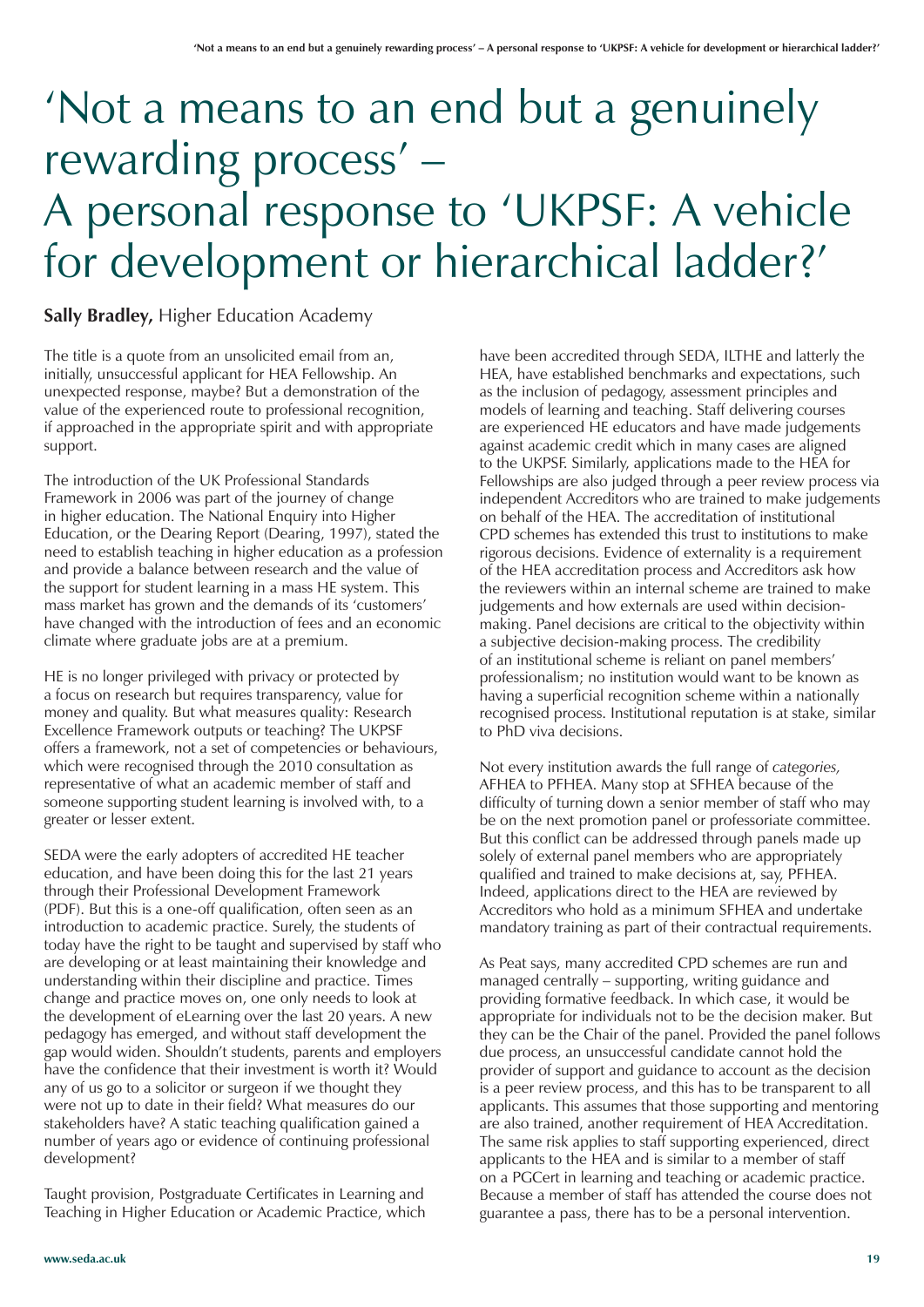# 'Not a means to an end but a genuinely rewarding process' – A personal response to 'UKPSF: A vehicle for development or hierarchical ladder?'

**Sally Bradley,** Higher Education Academy

The title is a quote from an unsolicited email from an, initially, unsuccessful applicant for HEA Fellowship. An unexpected response, maybe? But a demonstration of the value of the experienced route to professional recognition, if approached in the appropriate spirit and with appropriate support.

The introduction of the UK Professional Standards Framework in 2006 was part of the journey of change in higher education. The National Enquiry into Higher Education, or the Dearing Report (Dearing, 1997), stated the need to establish teaching in higher education as a profession and provide a balance between research and the value of the support for student learning in a mass HE system. This mass market has grown and the demands of its 'customers' have changed with the introduction of fees and an economic climate where graduate jobs are at a premium.

HE is no longer privileged with privacy or protected by a focus on research but requires transparency, value for money and quality. But what measures quality: Research Excellence Framework outputs or teaching? The UKPSF offers a framework, not a set of competencies or behaviours, which were recognised through the 2010 consultation as representative of what an academic member of staff and someone supporting student learning is involved with, to a greater or lesser extent.

SEDA were the early adopters of accredited HE teacher education, and have been doing this for the last 21 years through their Professional Development Framework (PDF). But this is a one-off qualification, often seen as an introduction to academic practice. Surely, the students of today have the right to be taught and supervised by staff who are developing or at least maintaining their knowledge and understanding within their discipline and practice. Times change and practice moves on, one only needs to look at the development of eLearning over the last 20 years. A new pedagogy has emerged, and without staff development the gap would widen. Shouldn't students, parents and employers have the confidence that their investment is worth it? Would any of us go to a solicitor or surgeon if we thought they were not up to date in their field? What measures do our stakeholders have? A static teaching qualification gained a number of years ago or evidence of continuing professional development?

Taught provision, Postgraduate Certificates in Learning and Teaching in Higher Education or Academic Practice, which have been accredited through SEDA, ILTHE and latterly the HEA, have established benchmarks and expectations, such as the inclusion of pedagogy, assessment principles and models of learning and teaching. Staff delivering courses are experienced HE educators and have made judgements against academic credit which in many cases are aligned to the UKPSF. Similarly, applications made to the HEA for Fellowships are also judged through a peer review process via independent Accreditors who are trained to make judgements on behalf of the HEA. The accreditation of institutional CPD schemes has extended this trust to institutions to make rigorous decisions. Evidence of externality is a requirement of the HEA accreditation process and Accreditors ask how the reviewers within an internal scheme are trained to make judgements and how externals are used within decision-making. Panel decisions are critical to the objectivity within a subjective decision-making process. The credibility of an institutional scheme is reliant on panel members' professionalism; no institution would want to be known as having a superficial recognition scheme within a nationally recognised process. Institutional reputation is at stake, similar to PhD viva decisions.

Not every institution awards the full range of *categories,* AFHEA to PFHEA. Many stop at SFHEA because of the difficulty of turning down a senior member of staff who may be on the next promotion panel or professoriate committee. But this conflict can be addressed through panels made up solely of external panel members who are appropriately qualified and trained to make decisions at, say, PFHEA. Indeed, applications direct to the HEA are reviewed by Accreditors who hold as a minimum SFHEA and undertake mandatory training as part of their contractual requirements.

As Peat says, many accredited CPD schemes are run and managed centrally – supporting, writing guidance and providing formative feedback. In which case, it would be appropriate for individuals not to be the decision maker. But they can be the Chair of the panel. Provided the panel follows due process, an unsuccessful candidate cannot hold the provider of support and guidance to account as the decision is a peer review process, and this has to be transparent to all applicants. This assumes that those supporting and mentoring are also trained, another requirement of HEA Accreditation. The same risk applies to staff supporting experienced, direct applicants to the HEA and is similar to a member of staff on a PGCert in learning and teaching or academic practice. Because a member of staff has attended the course does not guarantee a pass, there has to be a personal intervention.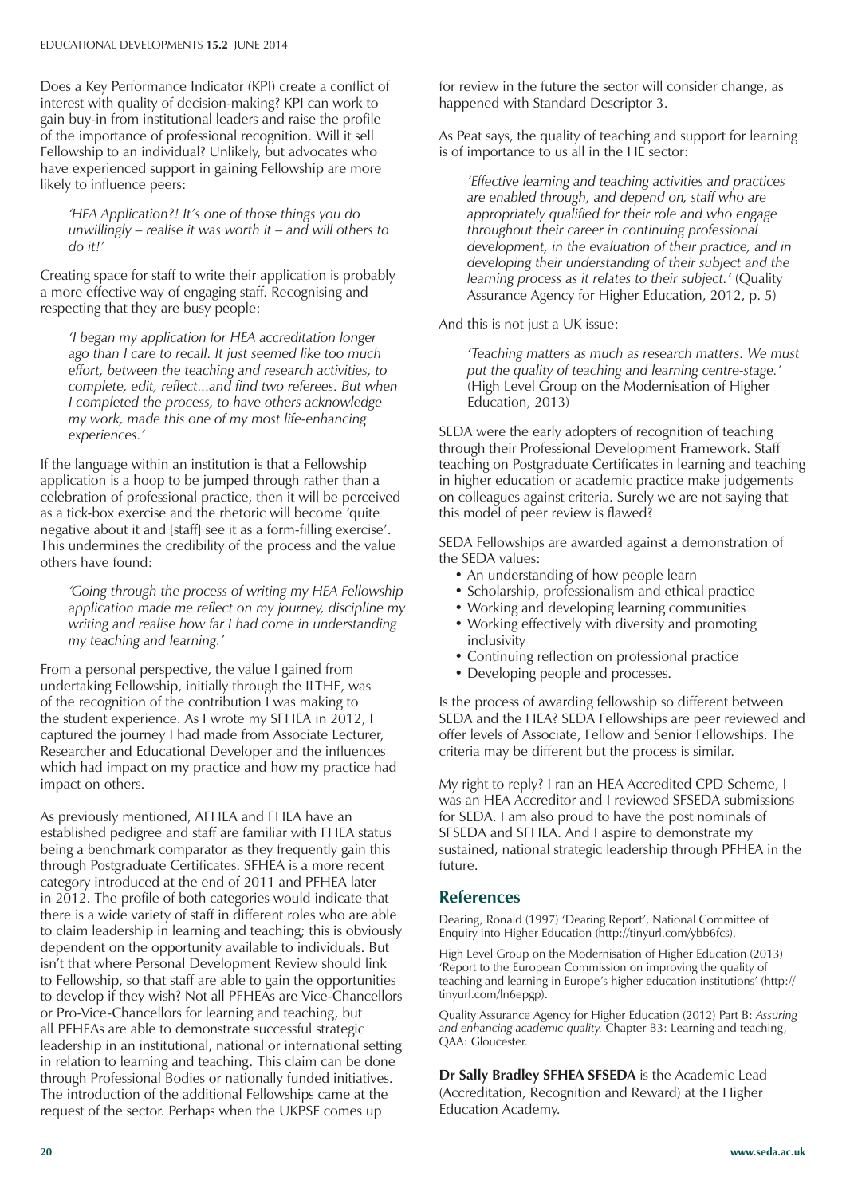Does a Key Performance Indicator (KPI) create a conflict of interest with quality of decision-making? KPI can work to gain buy-in from institutional leaders and raise the profile of the importance of professional recognition. Will it sell Fellowship to an individual? Unlikely, but advocates who have experienced support in gaining Fellowship are more likely to influence peers:

> *'HEA Application?! It's one of those things you do unwillingly – realise it was worth it – and will others to do it!'*

Creating space for staff to write their application is probably a more effective way of engaging staff. Recognising and respecting that they are busy people:

> *'I began my application for HEA accreditation longer ago than I care to recall. It just seemed like too much effort, between the teaching and research activities, to complete, edit, reflect...and find two referees. But when I completed the process, to have others acknowledge my work, made this one of my most life-enhancing experiences.'*

If the language within an institution is that a Fellowship application is a hoop to be jumped through rather than a celebration of professional practice, then it will be perceived as a tick-box exercise and the rhetoric will become 'quite negative about it and [staff] see it as a form-filling exercise'. This undermines the credibility of the process and the value others have found:

> *'Going through the process of writing my HEA Fellowship application made me reflect on my journey, discipline my writing and realise how far I had come in understanding my teaching and learning.'*

From a personal perspective, the value I gained from undertaking Fellowship, initially through the ILTHE, was of the recognition of the contribution I was making to the student experience. As I wrote my SFHEA in 2012, I captured the journey I had made from Associate Lecturer, Researcher and Educational Developer and the influences which had impact on my practice and how my practice had impact on others.

As previously mentioned, AFHEA and FHEA have an established pedigree and staff are familiar with FHEA status being a benchmark comparator as they frequently gain this through Postgraduate Certificates. SFHEA is a more recent category introduced at the end of 2011 and PFHEA later in 2012. The profile of both categories would indicate that there is a wide variety of staff in different roles who are able to claim leadership in learning and teaching; this is obviously dependent on the opportunity available to individuals. But isn't that where Personal Development Review should link to Fellowship, so that staff are able to gain the opportunities to develop if they wish? Not all PFHEAs are Vice-Chancellors or Pro-Vice-Chancellors for learning and teaching, but all PFHEAs are able to demonstrate successful strategic leadership in an institutional, national or international setting in relation to learning and teaching. This claim can be done through Professional Bodies or nationally funded initiatives. The introduction of the additional Fellowships came at the request of the sector. Perhaps when the UKPSF comes up for review in the future the sector will consider change, as happened with Standard Descriptor 3.

As Peat says, the quality of teaching and support for learning is of importance to us all in the HE sector:

> *'Effective learning and teaching activities and practices are enabled through, and depend on, staff who are appropriately qualified for their role and who engage throughout their career in continuing professional development, in the evaluation of their practice, and in developing their understanding of their subject and the learning process as it relates to their subject.'* (Quality Assurance Agency for Higher Education, 2012, p. 5)

And this is not just a UK issue:

> *'Teaching matters as much as research matters. We must put the quality of teaching and learning centre-stage.'* (High Level Group on the Modernisation of Higher Education, 2013)

SEDA were the early adopters of recognition of teaching through their Professional Development Framework. Staff teaching on Postgraduate Certificates in learning and teaching in higher education or academic practice make judgements on colleagues against criteria. Surely we are not saying that this model of peer review is flawed?

SEDA Fellowships are awarded against a demonstration of the SEDA values:

- An understanding of how people learn
- Scholarship, professionalism and ethical practice
- Working and developing learning communities
- Working effectively with diversity and promoting inclusivity
- Continuing reflection on professional practice
- Developing people and processes.

Is the process of awarding fellowship so different between SEDA and the HEA? SEDA Fellowships are peer reviewed and offer levels of Associate, Fellow and Senior Fellowships. The criteria may be different but the process is similar.

My right to reply? I ran an HEA Accredited CPD Scheme, I was an HEA Accreditor and I reviewed SFSEDA submissions for SEDA. I am also proud to have the post nominals of SFSEDA and SFHEA. And I aspire to demonstrate my sustained, national strategic leadership through PFHEA in the future.

## References

Dearing, Ronald (1997) 'Dearing Report', National Committee of Enquiry into Higher Education (http://tinyurl.com/ybb6fcs).

High Level Group on the Modernisation of Higher Education (2013) 'Report to the European Commission on improving the quality of teaching and learning in Europe's higher education institutions' (http://tinyurl.com/ln6epgp).

Quality Assurance Agency for Higher Education (2012) Part B: *Assuring and enhancing academic quality.* Chapter B3: Learning and teaching, QAA: Gloucester.

**Dr Sally Bradley SFHEA SFSEDA** is the Academic Lead (Accreditation, Recognition and Reward) at the Higher Education Academy.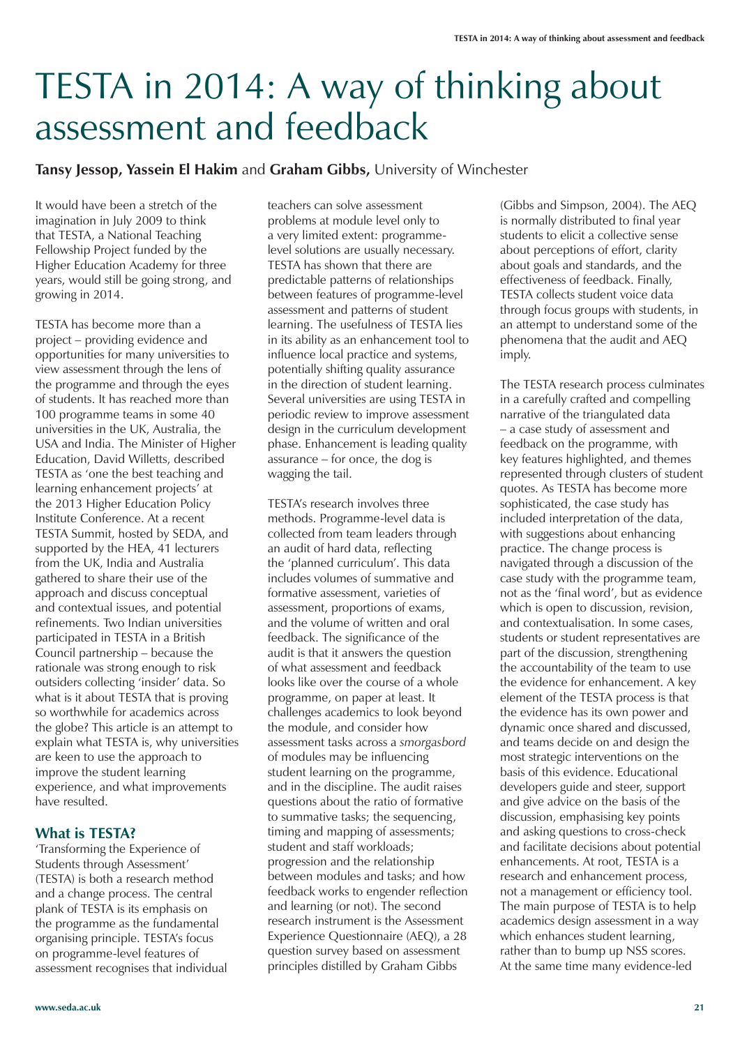# TESTA in 2014: A way of thinking about assessment and feedback

**Tansy Jessop, Yassein El Hakim** and **Graham Gibbs,** University of Winchester

It would have been a stretch of the imagination in July 2009 to think that TESTA, a National Teaching Fellowship Project funded by the Higher Education Academy for three years, would still be going strong, and growing in 2014.

TESTA has become more than a project – providing evidence and opportunities for many universities to view assessment through the lens of the programme and through the eyes of students. It has reached more than 100 programme teams in some 40 universities in the UK, Australia, the USA and India. The Minister of Higher Education, David Willetts, described TESTA as 'one the best teaching and learning enhancement projects' at the 2013 Higher Education Policy Institute Conference. At a recent TESTA Summit, hosted by SEDA, and supported by the HEA, 41 lecturers from the UK, India and Australia gathered to share their use of the approach and discuss conceptual and contextual issues, and potential refinements. Two Indian universities participated in TESTA in a British Council partnership – because the rationale was strong enough to risk outsiders collecting 'insider' data. So what is it about TESTA that is proving so worthwhile for academics across the globe? This article is an attempt to explain what TESTA is, why universities are keen to use the approach to improve the student learning experience, and what improvements have resulted.

## What is TESTA?

'Transforming the Experience of Students through Assessment' (TESTA) is both a research method and a change process. The central plank of TESTA is its emphasis on the programme as the fundamental organising principle. TESTA's focus on programme-level features of assessment recognises that individual teachers can solve assessment problems at module level only to a very limited extent: programme-level solutions are usually necessary. TESTA has shown that there are predictable patterns of relationships between features of programme-level assessment and patterns of student learning. The usefulness of TESTA lies in its ability as an enhancement tool to influence local practice and systems, potentially shifting quality assurance in the direction of student learning. Several universities are using TESTA in periodic review to improve assessment design in the curriculum development phase. Enhancement is leading quality assurance – for once, the dog is wagging the tail.

TESTA's research involves three methods. Programme-level data is collected from team leaders through an audit of hard data, reflecting the 'planned curriculum'. This data includes volumes of summative and formative assessment, varieties of assessment, proportions of exams, and the volume of written and oral feedback. The significance of the audit is that it answers the question of what assessment and feedback looks like over the course of a whole programme, on paper at least. It challenges academics to look beyond the module, and consider how assessment tasks across a *smorgasbord* of modules may be influencing student learning on the programme, and in the discipline. The audit raises questions about the ratio of formative to summative tasks; the sequencing, timing and mapping of assessments; student and staff workloads; progression and the relationship between modules and tasks; and how feedback works to engender reflection and learning (or not). The second research instrument is the Assessment Experience Questionnaire (AEQ), a 28 question survey based on assessment principles distilled by Graham Gibbs (Gibbs and Simpson, 2004). The AEQ is normally distributed to final year students to elicit a collective sense about perceptions of effort, clarity about goals and standards, and the effectiveness of feedback. Finally, TESTA collects student voice data through focus groups with students, in an attempt to understand some of the phenomena that the audit and AEQ imply.

The TESTA research process culminates in a carefully crafted and compelling narrative of the triangulated data – a case study of assessment and feedback on the programme, with key features highlighted, and themes represented through clusters of student quotes. As TESTA has become more sophisticated, the case study has included interpretation of the data, with suggestions about enhancing practice. The change process is navigated through a discussion of the case study with the programme team, not as the 'final word', but as evidence which is open to discussion, revision, and contextualisation. In some cases, students or student representatives are part of the discussion, strengthening the accountability of the team to use the evidence for enhancement. A key element of the TESTA process is that the evidence has its own power and dynamic once shared and discussed, and teams decide on and design the most strategic interventions on the basis of this evidence. Educational developers guide and steer, support and give advice on the basis of the discussion, emphasising key points and asking questions to cross-check and facilitate decisions about potential enhancements. At root, TESTA is a research and enhancement process, not a management or efficiency tool. The main purpose of TESTA is to help academics design assessment in a way which enhances student learning, rather than to bump up NSS scores. At the same time many evidence-led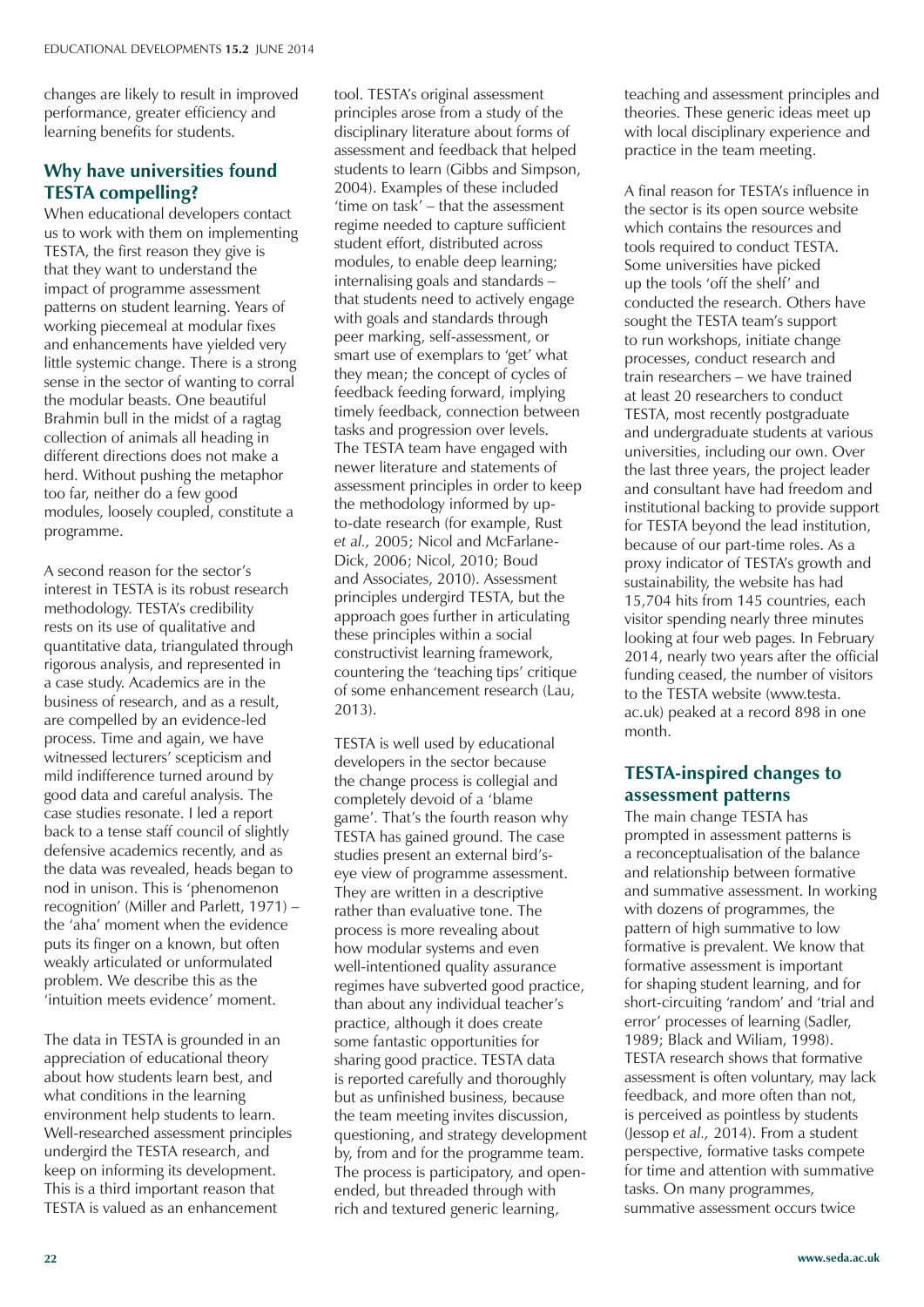changes are likely to result in improved performance, greater efficiency and learning benefits for students.

## Why have universities found TESTA compelling?

When educational developers contact us to work with them on implementing TESTA, the first reason they give is that they want to understand the impact of programme assessment patterns on student learning. Years of working piecemeal at modular fixes and enhancements have yielded very little systemic change. There is a strong sense in the sector of wanting to corral the modular beasts. One beautiful Brahmin bull in the midst of a ragtag collection of animals all heading in different directions does not make a herd. Without pushing the metaphor too far, neither do a few good modules, loosely coupled, constitute a programme.

A second reason for the sector's interest in TESTA is its robust research methodology. TESTA's credibility rests on its use of qualitative and quantitative data, triangulated through rigorous analysis, and represented in a case study. Academics are in the business of research, and as a result, are compelled by an evidence-led process. Time and again, we have witnessed lecturers' scepticism and mild indifference turned around by good data and careful analysis. The case studies resonate. I led a report back to a tense staff council of slightly defensive academics recently, and as the data was revealed, heads began to nod in unison. This is 'phenomenon recognition' (Miller and Parlett, 1971) – the 'aha' moment when the evidence puts its finger on a known, but often weakly articulated or unformulated problem. We describe this as the 'intuition meets evidence' moment.

The data in TESTA is grounded in an appreciation of educational theory about how students learn best, and what conditions in the learning environment help students to learn. Well-researched assessment principles undergird the TESTA research, and keep on informing its development. This is a third important reason that TESTA is valued as an enhancement tool. TESTA's original assessment principles arose from a study of the disciplinary literature about forms of assessment and feedback that helped students to learn (Gibbs and Simpson, 2004). Examples of these included 'time on task' – that the assessment regime needed to capture sufficient student effort, distributed across modules, to enable deep learning; internalising goals and standards – that students need to actively engage with goals and standards through peer marking, self-assessment, or smart use of exemplars to 'get' what they mean; the concept of cycles of feedback feeding forward, implying timely feedback, connection between tasks and progression over levels. The TESTA team have engaged with newer literature and statements of assessment principles in order to keep the methodology informed by up-to-date research (for example, Rust *et al.,* 2005; Nicol and McFarlane-Dick, 2006; Nicol, 2010; Boud and Associates, 2010). Assessment principles undergird TESTA, but the approach goes further in articulating these principles within a social constructivist learning framework, countering the 'teaching tips' critique of some enhancement research (Lau, 2013).

TESTA is well used by educational developers in the sector because the change process is collegial and completely devoid of a 'blame game'. That's the fourth reason why TESTA has gained ground. The case studies present an external bird's-eye view of programme assessment. They are written in a descriptive rather than evaluative tone. The process is more revealing about how modular systems and even well-intentioned quality assurance regimes have subverted good practice, than about any individual teacher's practice, although it does create some fantastic opportunities for sharing good practice. TESTA data is reported carefully and thoroughly but as unfinished business, because the team meeting invites discussion, questioning, and strategy development by, from and for the programme team. The process is participatory, and open-ended, but threaded through with rich and textured generic learning, teaching and assessment principles and theories. These generic ideas meet up with local disciplinary experience and practice in the team meeting.

A final reason for TESTA's influence in the sector is its open source website which contains the resources and tools required to conduct TESTA. Some universities have picked up the tools 'off the shelf' and conducted the research. Others have sought the TESTA team's support to run workshops, initiate change processes, conduct research and train researchers – we have trained at least 20 researchers to conduct TESTA, most recently postgraduate and undergraduate students at various universities, including our own. Over the last three years, the project leader and consultant have had freedom and institutional backing to provide support for TESTA beyond the lead institution, because of our part-time roles. As a proxy indicator of TESTA's growth and sustainability, the website has had 15,704 hits from 145 countries, each visitor spending nearly three minutes looking at four web pages. In February 2014, nearly two years after the official funding ceased, the number of visitors to the TESTA website (www.testa.ac.uk) peaked at a record 898 in one month.

## TESTA-inspired changes to assessment patterns

The main change TESTA has prompted in assessment patterns is a reconceptualisation of the balance and relationship between formative and summative assessment. In working with dozens of programmes, the pattern of high summative to low formative is prevalent. We know that formative assessment is important for shaping student learning, and for short-circuiting 'random' and 'trial and error' processes of learning (Sadler, 1989; Black and Wiliam, 1998). TESTA research shows that formative assessment is often voluntary, may lack feedback, and more often than not, is perceived as pointless by students (Jessop *et al.,* 2014). From a student perspective, formative tasks compete for time and attention with summative tasks. On many programmes, summative assessment occurs twice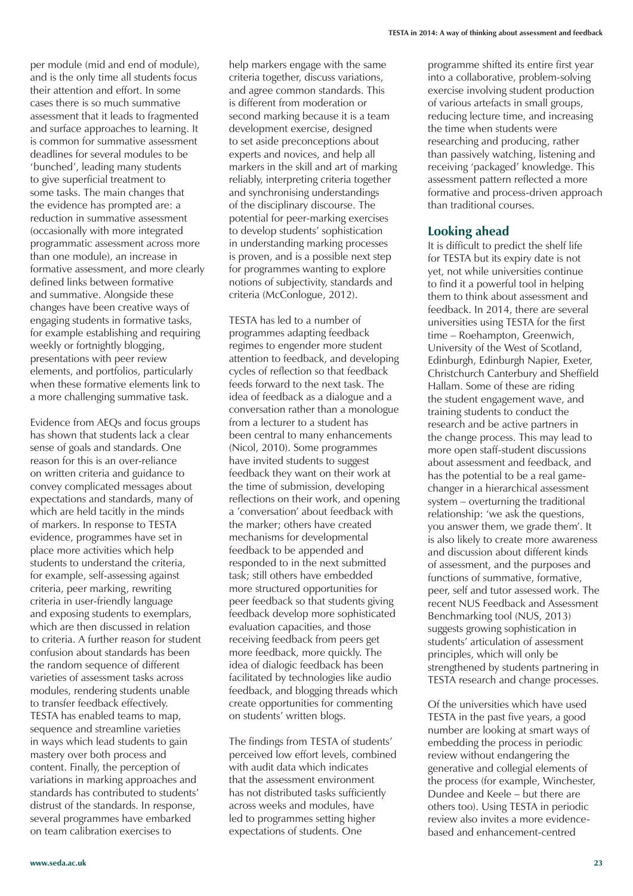per module (mid and end of module), and is the only time all students focus their attention and effort. In some cases there is so much summative assessment that it leads to fragmented and surface approaches to learning. It is common for summative assessment deadlines for several modules to be 'bunched', leading many students to give superficial treatment to some tasks. The main changes that the evidence has prompted are: a reduction in summative assessment (occasionally with more integrated programmatic assessment across more than one module), an increase in formative assessment, and more clearly defined links between formative and summative. Alongside these changes have been creative ways of engaging students in formative tasks, for example establishing and requiring weekly or fortnightly blogging, presentations with peer review elements, and portfolios, particularly when these formative elements link to a more challenging summative task.

Evidence from AEQs and focus groups has shown that students lack a clear sense of goals and standards. One reason for this is an over-reliance on written criteria and guidance to convey complicated messages about expectations and standards, many of which are held tacitly in the minds of markers. In response to TESTA evidence, programmes have set in place more activities which help students to understand the criteria, for example, self-assessing against criteria, peer marking, rewriting criteria in user-friendly language and exposing students to exemplars, which are then discussed in relation to criteria. A further reason for student confusion about standards has been the random sequence of different varieties of assessment tasks across modules, rendering students unable to transfer feedback effectively. TESTA has enabled teams to map, sequence and streamline varieties in ways which lead students to gain mastery over both process and content. Finally, the perception of variations in marking approaches and standards has contributed to students' distrust of the standards. In response, several programmes have embarked on team calibration exercises to help markers engage with the same criteria together, discuss variations, and agree common standards. This is different from moderation or second marking because it is a team development exercise, designed to set aside preconceptions about experts and novices, and help all markers in the skill and art of marking reliably, interpreting criteria together and synchronising understandings of the disciplinary discourse. The potential for peer-marking exercises to develop students' sophistication in understanding marking processes is proven, and is a possible next step for programmes wanting to explore notions of subjectivity, standards and criteria (McConlogue, 2012).

TESTA has led to a number of programmes adapting feedback regimes to engender more student attention to feedback, and developing cycles of reflection so that feedback feeds forward to the next task. The idea of feedback as a dialogue and a conversation rather than a monologue from a lecturer to a student has been central to many enhancements (Nicol, 2010). Some programmes have invited students to suggest feedback they want on their work at the time of submission, developing reflections on their work, and opening a 'conversation' about feedback with the marker; others have created mechanisms for developmental feedback to be appended and responded to in the next submitted task; still others have embedded more structured opportunities for peer feedback so that students giving feedback develop more sophisticated evaluation capacities, and those receiving feedback from peers get more feedback, more quickly. The idea of dialogic feedback has been facilitated by technologies like audio feedback, and blogging threads which create opportunities for commenting on students' written blogs.

The findings from TESTA of students' perceived low effort levels, combined with audit data which indicates that the assessment environment has not distributed tasks sufficiently across weeks and modules, have led to programmes setting higher expectations of students. One programme shifted its entire first year into a collaborative, problem-solving exercise involving student production of various artefacts in small groups, reducing lecture time, and increasing the time when students were researching and producing, rather than passively watching, listening and receiving 'packaged' knowledge. This assessment pattern reflected a more formative and process-driven approach than traditional courses.

## Looking ahead

It is difficult to predict the shelf life for TESTA but its expiry date is not yet, not while universities continue to find it a powerful tool in helping them to think about assessment and feedback. In 2014, there are several universities using TESTA for the first time – Roehampton, Greenwich, University of the West of Scotland, Edinburgh, Edinburgh Napier, Exeter, Christchurch Canterbury and Sheffield Hallam. Some of these are riding the student engagement wave, and training students to conduct the research and be active partners in the change process. This may lead to more open staff-student discussions about assessment and feedback, and has the potential to be a real game-changer in a hierarchical assessment system – overturning the traditional relationship: 'we ask the questions, you answer them, we grade them'. It is also likely to create more awareness and discussion about different kinds of assessment, and the purposes and functions of summative, formative, peer, self and tutor assessed work. The recent NUS Feedback and Assessment Benchmarking tool (NUS, 2013) suggests growing sophistication in students' articulation of assessment principles, which will only be strengthened by students partnering in TESTA research and change processes.

Of the universities which have used TESTA in the past five years, a good number are looking at smart ways of embedding the process in periodic review without endangering the generative and collegial elements of the process (for example, Winchester, Dundee and Keele – but there are others too). Using TESTA in periodic review also invites a more evidence-based and enhancement-centred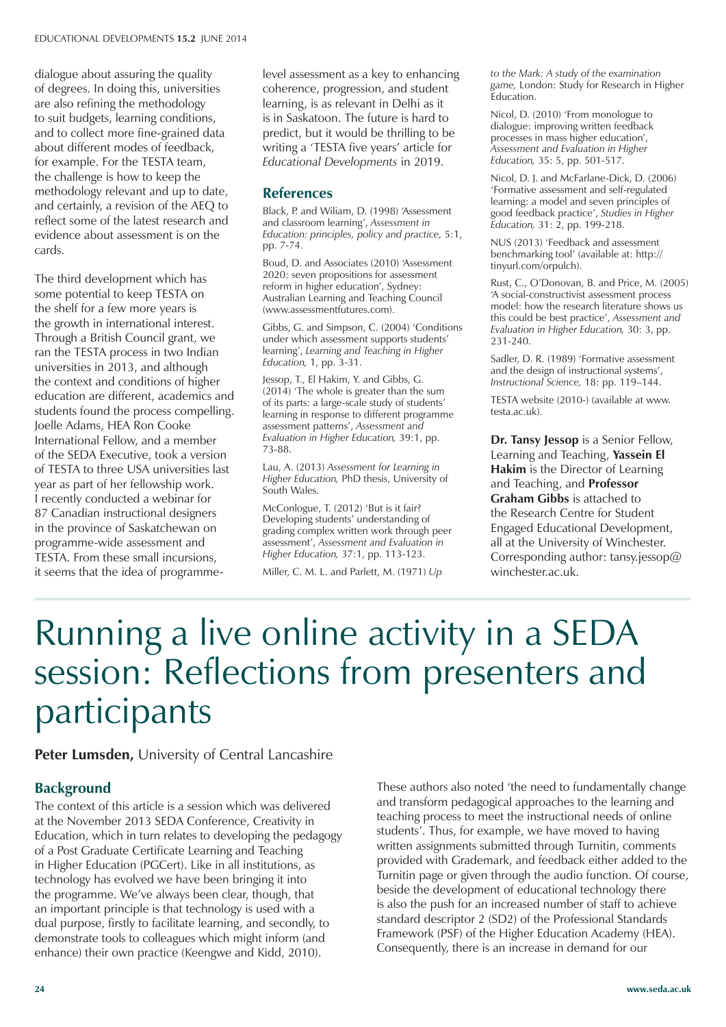dialogue about assuring the quality of degrees. In doing this, universities are also refining the methodology to suit budgets, learning conditions, and to collect more fine-grained data about different modes of feedback, for example. For the TESTA team, the challenge is how to keep the methodology relevant and up to date, and certainly, a revision of the AEQ to reflect some of the latest research and evidence about assessment is on the cards.

The third development which has some potential to keep TESTA on the shelf for a few more years is the growth in international interest. Through a British Council grant, we ran the TESTA process in two Indian universities in 2013, and although the context and conditions of higher education are different, academics and students found the process compelling. Joelle Adams, HEA Ron Cooke International Fellow, and a member of the SEDA Executive, took a version of TESTA to three USA universities last year as part of her fellowship work. I recently conducted a webinar for 87 Canadian instructional designers in the province of Saskatchewan on programme-wide assessment and TESTA. From these small incursions, it seems that the idea of programme-level assessment as a key to enhancing coherence, progression, and student learning, is as relevant in Delhi as it is in Saskatoon. The future is hard to predict, but it would be thrilling to be writing a 'TESTA five years' article for *Educational Developments* in 2019.

## References

Black, P. and Wiliam, D. (1998) 'Assessment and classroom learning', *Assessment in Education: principles, policy and practice,* 5:1, pp. 7-74.

Boud, D. and Associates (2010) 'Assessment 2020: seven propositions for assessment reform in higher education', Sydney: Australian Learning and Teaching Council (www.assessmentfutures.com).

Gibbs, G. and Simpson, C. (2004) 'Conditions under which assessment supports students' learning', *Learning and Teaching in Higher Education,* 1, pp. 3-31.

Jessop, T., El Hakim, Y. and Gibbs, G. (2014) 'The whole is greater than the sum of its parts: a large-scale study of students' learning in response to different programme assessment patterns', *Assessment and Evaluation in Higher Education,* 39:1, pp. 73-88.

Lau, A. (2013) *Assessment for Learning in Higher Education,* PhD thesis, University of South Wales.

McConlogue, T. (2012) 'But is it fair? Developing students' understanding of grading complex written work through peer assessment', *Assessment and Evaluation in Higher Education,* 37:1, pp. 113-123.

Miller, C. M. L. and Parlett, M. (1971) *Up to the Mark: A study of the examination game,* London: Study for Research in Higher Education.

Nicol, D. (2010) 'From monologue to dialogue: improving written feedback processes in mass higher education', *Assessment and Evaluation in Higher Education,* 35: 5, pp. 501-517.

Nicol, D. J. and McFarlane-Dick, D. (2006) 'Formative assessment and self-regulated learning: a model and seven principles of good feedback practice', *Studies in Higher Education,* 31: 2, pp. 199-218.

NUS (2013) 'Feedback and assessment benchmarking tool' (available at: http://tinyurl.com/orpulch).

Rust, C., O'Donovan, B. and Price, M. (2005) 'A social-constructivist assessment process model: how the research literature shows us this could be best practice', *Assessment and Evaluation in Higher Education,* 30: 3, pp. 231-240.

Sadler, D. R. (1989) 'Formative assessment and the design of instructional systems', *Instructional Science,* 18: pp. 119–144.

TESTA website (2010-) (available at www.testa.ac.uk).

**Dr. Tansy Jessop** is a Senior Fellow, Learning and Teaching, **Yassein El Hakim** is the Director of Learning and Teaching, and **Professor Graham Gibbs** is attached to the Research Centre for Student Engaged Educational Development, all at the University of Winchester. Corresponding author: tansy.jessop@winchester.ac.uk.

# Running a live online activity in a SEDA session: Reflections from presenters and participants

**Peter Lumsden,** University of Central Lancashire

## Background

The context of this article is a session which was delivered at the November 2013 SEDA Conference, Creativity in Education, which in turn relates to developing the pedagogy of a Post Graduate Certificate Learning and Teaching in Higher Education (PGCert). Like in all institutions, as technology has evolved we have been bringing it into the programme. We've always been clear, though, that an important principle is that technology is used with a dual purpose, firstly to facilitate learning, and secondly, to demonstrate tools to colleagues which might inform (and enhance) their own practice (Keengwe and Kidd, 2010).

These authors also noted 'the need to fundamentally change and transform pedagogical approaches to the learning and teaching process to meet the instructional needs of online students'. Thus, for example, we have moved to having written assignments submitted through Turnitin, comments provided with Grademark, and feedback either added to the Turnitin page or given through the audio function. Of course, beside the development of educational technology there is also the push for an increased number of staff to achieve standard descriptor 2 (SD2) of the Professional Standards Framework (PSF) of the Higher Education Academy (HEA). Consequently, there is an increase in demand for our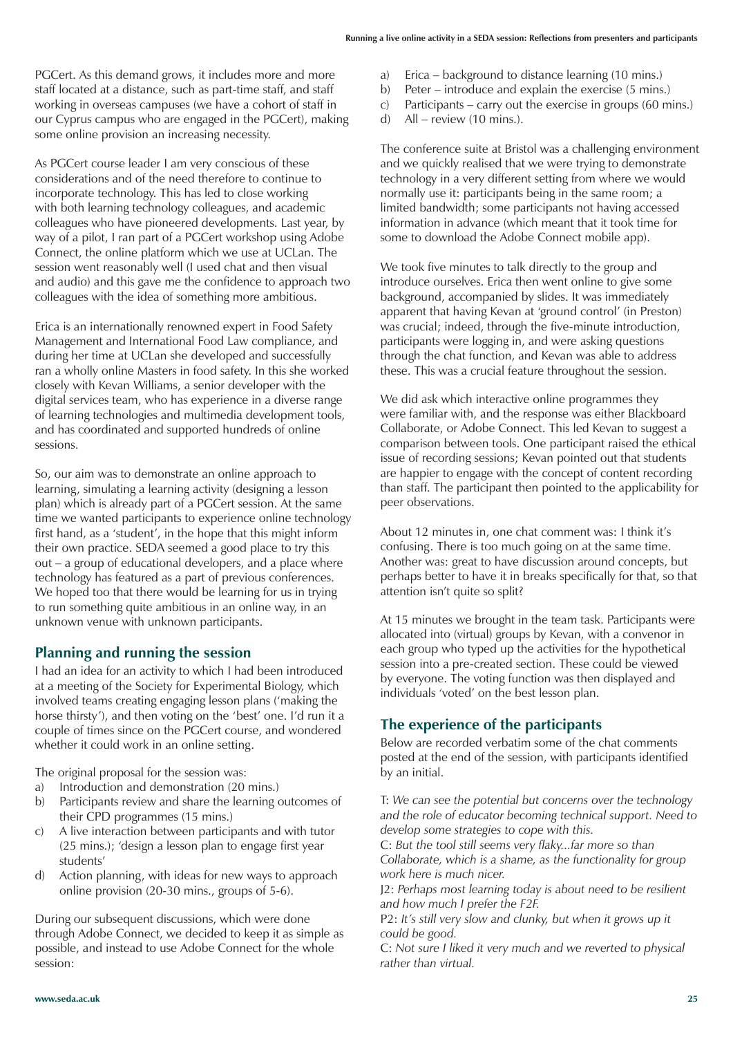PGCert. As this demand grows, it includes more and more staff located at a distance, such as part-time staff, and staff working in overseas campuses (we have a cohort of staff in our Cyprus campus who are engaged in the PGCert), making some online provision an increasing necessity.

As PGCert course leader I am very conscious of these considerations and of the need therefore to continue to incorporate technology. This has led to close working with both learning technology colleagues, and academic colleagues who have pioneered developments. Last year, by way of a pilot, I ran part of a PGCert workshop using Adobe Connect, the online platform which we use at UCLan. The session went reasonably well (I used chat and then visual and audio) and this gave me the confidence to approach two colleagues with the idea of something more ambitious.

Erica is an internationally renowned expert in Food Safety Management and International Food Law compliance, and during her time at UCLan she developed and successfully ran a wholly online Masters in food safety. In this she worked closely with Kevan Williams, a senior developer with the digital services team, who has experience in a diverse range of learning technologies and multimedia development tools, and has coordinated and supported hundreds of online sessions.

So, our aim was to demonstrate an online approach to learning, simulating a learning activity (designing a lesson plan) which is already part of a PGCert session. At the same time we wanted participants to experience online technology first hand, as a 'student', in the hope that this might inform their own practice. SEDA seemed a good place to try this out – a group of educational developers, and a place where technology has featured as a part of previous conferences. We hoped too that there would be learning for us in trying to run something quite ambitious in an online way, in an unknown venue with unknown participants.

## Planning and running the session

I had an idea for an activity to which I had been introduced at a meeting of the Society for Experimental Biology, which involved teams creating engaging lesson plans ('making the horse thirsty'), and then voting on the 'best' one. I'd run it a couple of times since on the PGCert course, and wondered whether it could work in an online setting.

The original proposal for the session was:

a) Introduction and demonstration (20 mins.)
b) Participants review and share the learning outcomes of their CPD programmes (15 mins.)
c) A live interaction between participants and with tutor (25 mins.); 'design a lesson plan to engage first year students'
d) Action planning, with ideas for new ways to approach online provision (20-30 mins., groups of 5-6).

During our subsequent discussions, which were done through Adobe Connect, we decided to keep it as simple as possible, and instead to use Adobe Connect for the whole session:

a) Erica – background to distance learning (10 mins.)
b) Peter – introduce and explain the exercise (5 mins.)
c) Participants – carry out the exercise in groups (60 mins.)
d) All – review (10 mins.).

The conference suite at Bristol was a challenging environment and we quickly realised that we were trying to demonstrate technology in a very different setting from where we would normally use it: participants being in the same room; a limited bandwidth; some participants not having accessed information in advance (which meant that it took time for some to download the Adobe Connect mobile app).

We took five minutes to talk directly to the group and introduce ourselves. Erica then went online to give some background, accompanied by slides. It was immediately apparent that having Kevan at 'ground control' (in Preston) was crucial; indeed, through the five-minute introduction, participants were logging in, and were asking questions through the chat function, and Kevan was able to address these. This was a crucial feature throughout the session.

We did ask which interactive online programmes they were familiar with, and the response was either Blackboard Collaborate, or Adobe Connect. This led Kevan to suggest a comparison between tools. One participant raised the ethical issue of recording sessions; Kevan pointed out that students are happier to engage with the concept of content recording than staff. The participant then pointed to the applicability for peer observations.

About 12 minutes in, one chat comment was: I think it's confusing. There is too much going on at the same time. Another was: great to have discussion around concepts, but perhaps better to have it in breaks specifically for that, so that attention isn't quite so split?

At 15 minutes we brought in the team task. Participants were allocated into (virtual) groups by Kevan, with a convenor in each group who typed up the activities for the hypothetical session into a pre-created section. These could be viewed by everyone. The voting function was then displayed and individuals 'voted' on the best lesson plan.

## The experience of the participants

Below are recorded verbatim some of the chat comments posted at the end of the session, with participants identified by an initial.

T: *We can see the potential but concerns over the technology and the role of educator becoming technical support. Need to develop some strategies to cope with this.*

C: *But the tool still seems very flaky...far more so than Collaborate, which is a shame, as the functionality for group work here is much nicer.*

J2: *Perhaps most learning today is about need to be resilient and how much I prefer the F2F.*

P2: *It's still very slow and clunky, but when it grows up it could be good.*

C: *Not sure I liked it very much and we reverted to physical rather than virtual.*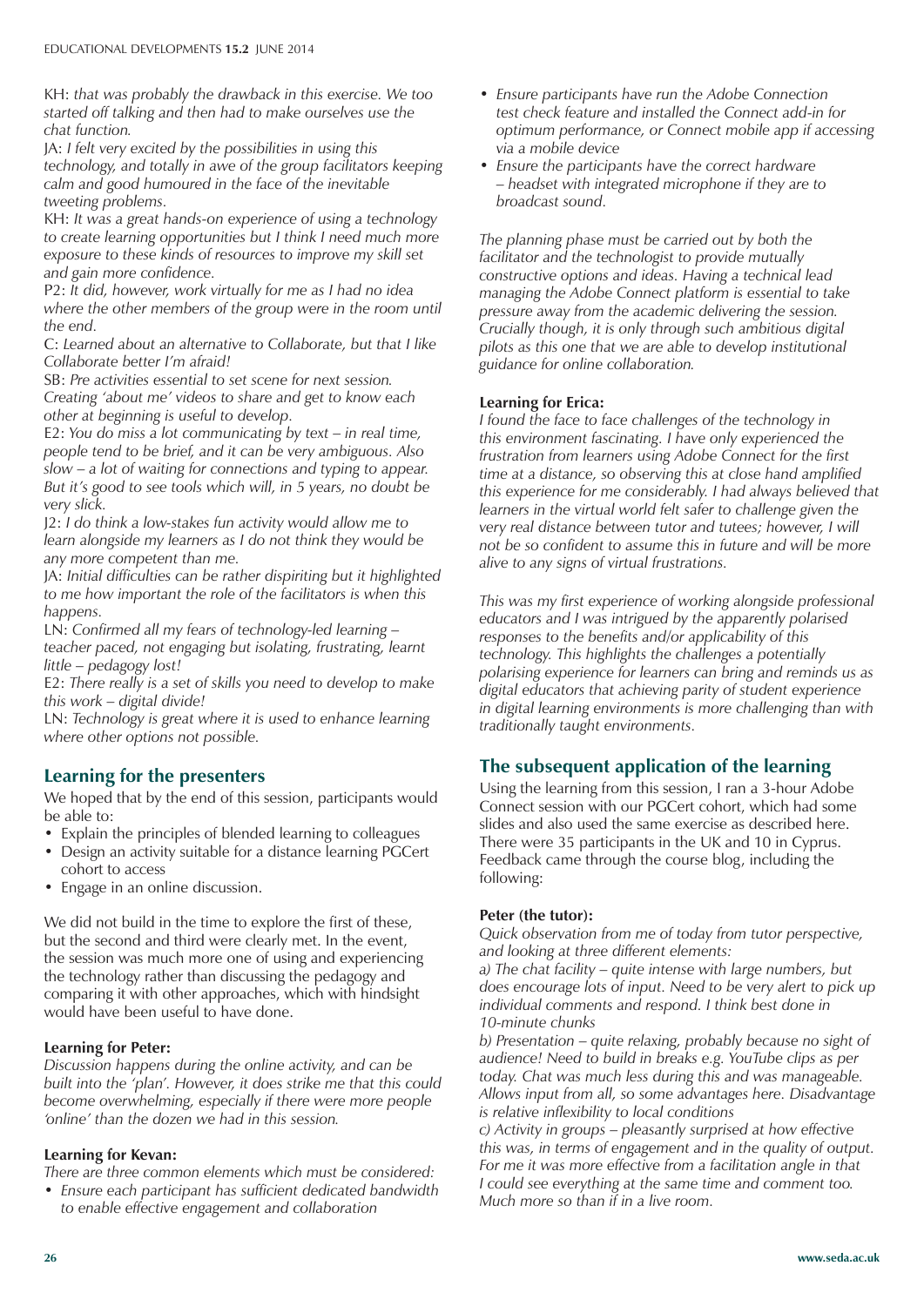KH: *that was probably the drawback in this exercise. We too started off talking and then had to make ourselves use the chat function.*

JA: *I felt very excited by the possibilities in using this technology, and totally in awe of the group facilitators keeping calm and good humoured in the face of the inevitable tweeting problems.*

KH: *It was a great hands-on experience of using a technology to create learning opportunities but I think I need much more exposure to these kinds of resources to improve my skill set and gain more confidence.*

P2: *It did, however, work virtually for me as I had no idea where the other members of the group were in the room until the end.*

C: *Learned about an alternative to Collaborate, but that I like Collaborate better I'm afraid!*

SB: *Pre activities essential to set scene for next session. Creating 'about me' videos to share and get to know each other at beginning is useful to develop.*

E2: *You do miss a lot communicating by text – in real time, people tend to be brief, and it can be very ambiguous. Also slow – a lot of waiting for connections and typing to appear. But it's good to see tools which will, in 5 years, no doubt be very slick.*

J2: *I do think a low-stakes fun activity would allow me to learn alongside my learners as I do not think they would be any more competent than me.*

JA: *Initial difficulties can be rather dispiriting but it highlighted to me how important the role of the facilitators is when this happens.*

LN: *Confirmed all my fears of technology-led learning – teacher paced, not engaging but isolating, frustrating, learnt little – pedagogy lost!*

E2: *There really is a set of skills you need to develop to make this work – digital divide!*

LN: *Technology is great where it is used to enhance learning where other options not possible.*

## Learning for the presenters

We hoped that by the end of this session, participants would be able to:

- Explain the principles of blended learning to colleagues
- Design an activity suitable for a distance learning PGCert cohort to access
- Engage in an online discussion.

We did not build in the time to explore the first of these, but the second and third were clearly met. In the event, the session was much more one of using and experiencing the technology rather than discussing the pedagogy and comparing it with other approaches, which with hindsight would have been useful to have done.

**Learning for Peter:**

*Discussion happens during the online activity, and can be built into the 'plan'. However, it does strike me that this could become overwhelming, especially if there were more people 'online' than the dozen we had in this session.*

**Learning for Kevan:**

*There are three common elements which must be considered:*

- *Ensure each participant has sufficient dedicated bandwidth to enable effective engagement and collaboration*
- *Ensure participants have run the Adobe Connection test check feature and installed the Connect add-in for optimum performance, or Connect mobile app if accessing via a mobile device*
- *Ensure the participants have the correct hardware – headset with integrated microphone if they are to broadcast sound.*

*The planning phase must be carried out by both the facilitator and the technologist to provide mutually constructive options and ideas. Having a technical lead managing the Adobe Connect platform is essential to take pressure away from the academic delivering the session. Crucially though, it is only through such ambitious digital pilots as this one that we are able to develop institutional guidance for online collaboration.*

**Learning for Erica:**

*I found the face to face challenges of the technology in this environment fascinating. I have only experienced the frustration from learners using Adobe Connect for the first time at a distance, so observing this at close hand amplified this experience for me considerably. I had always believed that learners in the virtual world felt safer to challenge given the very real distance between tutor and tutees; however, I will not be so confident to assume this in future and will be more alive to any signs of virtual frustrations.*

*This was my first experience of working alongside professional educators and I was intrigued by the apparently polarised responses to the benefits and/or applicability of this technology. This highlights the challenges a potentially polarising experience for learners can bring and reminds us as digital educators that achieving parity of student experience in digital learning environments is more challenging than with traditionally taught environments.*

## The subsequent application of the learning

Using the learning from this session, I ran a 3-hour Adobe Connect session with our PGCert cohort, which had some slides and also used the same exercise as described here. There were 35 participants in the UK and 10 in Cyprus. Feedback came through the course blog, including the following:

**Peter (the tutor):**

*Quick observation from me of today from tutor perspective, and looking at three different elements:*

*a) The chat facility – quite intense with large numbers, but does encourage lots of input. Need to be very alert to pick up individual comments and respond. I think best done in 10-minute chunks*

*b) Presentation – quite relaxing, probably because no sight of audience! Need to build in breaks e.g. YouTube clips as per today. Chat was much less during this and was manageable. Allows input from all, so some advantages here. Disadvantage is relative inflexibility to local conditions*

*c) Activity in groups – pleasantly surprised at how effective this was, in terms of engagement and in the quality of output. For me it was more effective from a facilitation angle in that I could see everything at the same time and comment too. Much more so than if in a live room.*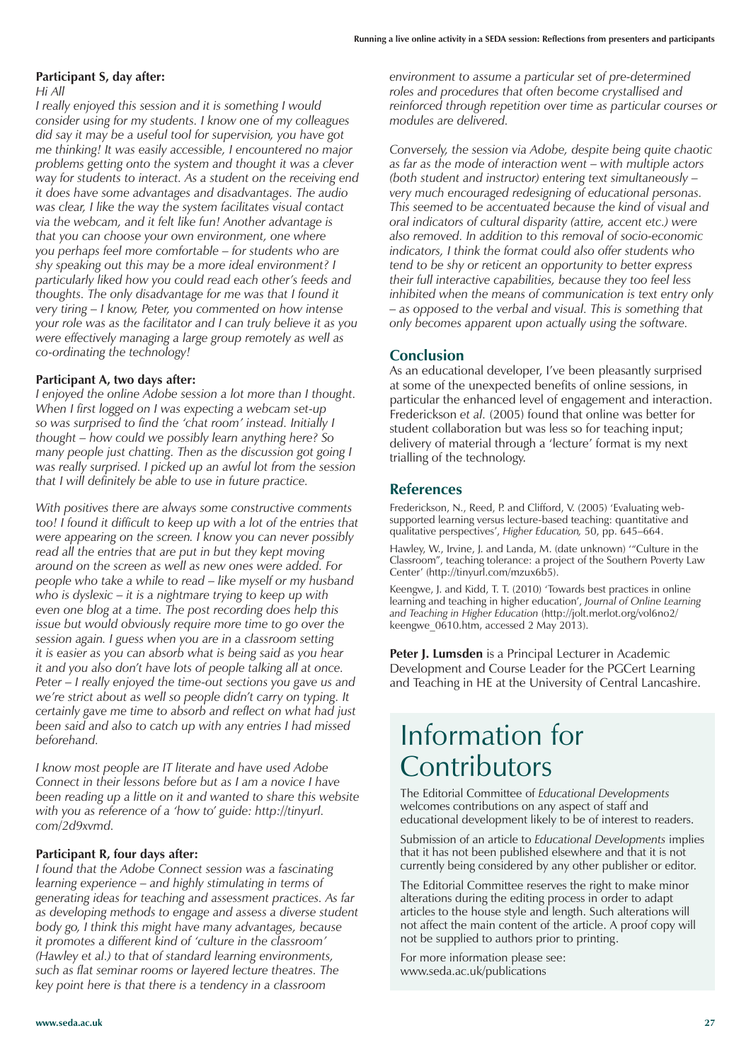**Participant S, day after:**

*Hi All*

*I really enjoyed this session and it is something I would consider using for my students. I know one of my colleagues did say it may be a useful tool for supervision, you have got me thinking! It was easily accessible, I encountered no major problems getting onto the system and thought it was a clever way for students to interact. As a student on the receiving end it does have some advantages and disadvantages. The audio was clear, I like the way the system facilitates visual contact via the webcam, and it felt like fun! Another advantage is that you can choose your own environment, one where you perhaps feel more comfortable – for students who are shy speaking out this may be a more ideal environment? I particularly liked how you could read each other's feeds and thoughts. The only disadvantage for me was that I found it very tiring – I know, Peter, you commented on how intense your role was as the facilitator and I can truly believe it as you were effectively managing a large group remotely as well as co-ordinating the technology!*

**Participant A, two days after:**

*I enjoyed the online Adobe session a lot more than I thought. When I first logged on I was expecting a webcam set-up so was surprised to find the 'chat room' instead. Initially I thought – how could we possibly learn anything here? So many people just chatting. Then as the discussion got going I was really surprised. I picked up an awful lot from the session that I will definitely be able to use in future practice.*

*With positives there are always some constructive comments too! I found it difficult to keep up with a lot of the entries that were appearing on the screen. I know you can never possibly read all the entries that are put in but they kept moving around on the screen as well as new ones were added. For people who take a while to read – like myself or my husband who is dyslexic – it is a nightmare trying to keep up with even one blog at a time. The post recording does help this issue but would obviously require more time to go over the session again. I guess when you are in a classroom setting it is easier as you can absorb what is being said as you hear it and you also don't have lots of people talking all at once. Peter – I really enjoyed the time-out sections you gave us and we're strict about as well so people didn't carry on typing. It certainly gave me time to absorb and reflect on what had just been said and also to catch up with any entries I had missed beforehand.*

*I know most people are IT literate and have used Adobe Connect in their lessons before but as I am a novice I have been reading up a little on it and wanted to share this website with you as reference of a 'how to' guide: http://tinyurl.com/2d9xvmd.*

**Participant R, four days after:**

*I found that the Adobe Connect session was a fascinating learning experience – and highly stimulating in terms of generating ideas for teaching and assessment practices. As far as developing methods to engage and assess a diverse student body go, I think this might have many advantages, because it promotes a different kind of 'culture in the classroom' (Hawley et al.) to that of standard learning environments, such as flat seminar rooms or layered lecture theatres. The key point here is that there is a tendency in a classroom environment to assume a particular set of pre-determined roles and procedures that often become crystallised and reinforced through repetition over time as particular courses or modules are delivered.*

*Conversely, the session via Adobe, despite being quite chaotic as far as the mode of interaction went – with multiple actors (both student and instructor) entering text simultaneously – very much encouraged redesigning of educational personas. This seemed to be accentuated because the kind of visual and oral indicators of cultural disparity (attire, accent etc.) were also removed. In addition to this removal of socio-economic indicators, I think the format could also offer students who tend to be shy or reticent an opportunity to better express their full interactive capabilities, because they too feel less inhibited when the means of communication is text entry only – as opposed to the verbal and visual. This is something that only becomes apparent upon actually using the software.*

## Conclusion

As an educational developer, I've been pleasantly surprised at some of the unexpected benefits of online sessions, in particular the enhanced level of engagement and interaction. Frederickson *et al.* (2005) found that online was better for student collaboration but was less so for teaching input; delivery of material through a 'lecture' format is my next trialling of the technology.

## References

Frederickson, N., Reed, P. and Clifford, V. (2005) 'Evaluating web-supported learning versus lecture-based teaching: quantitative and qualitative perspectives', *Higher Education,* 50, pp. 645–664.

Hawley, W., Irvine, J. and Landa, M. (date unknown) '"Culture in the Classroom", teaching tolerance: a project of the Southern Poverty Law Center' (http://tinyurl.com/mzux6b5).

Keengwe, J. and Kidd, T. T. (2010) 'Towards best practices in online learning and teaching in higher education', *Journal of Online Learning and Teaching in Higher Education* (http://jolt.merlot.org/vol6no2/keengwe_0610.htm, accessed 2 May 2013).

**Peter J. Lumsden** is a Principal Lecturer in Academic Development and Course Leader for the PGCert Learning and Teaching in HE at the University of Central Lancashire.

# Information for Contributors

The Editorial Committee of *Educational Developments* welcomes contributions on any aspect of staff and educational development likely to be of interest to readers.

Submission of an article to *Educational Developments* implies that it has not been published elsewhere and that it is not currently being considered by any other publisher or editor.

The Editorial Committee reserves the right to make minor alterations during the editing process in order to adapt articles to the house style and length. Such alterations will not affect the main content of the article. A proof copy will not be supplied to authors prior to printing.

For more information please see: www.seda.ac.uk/publications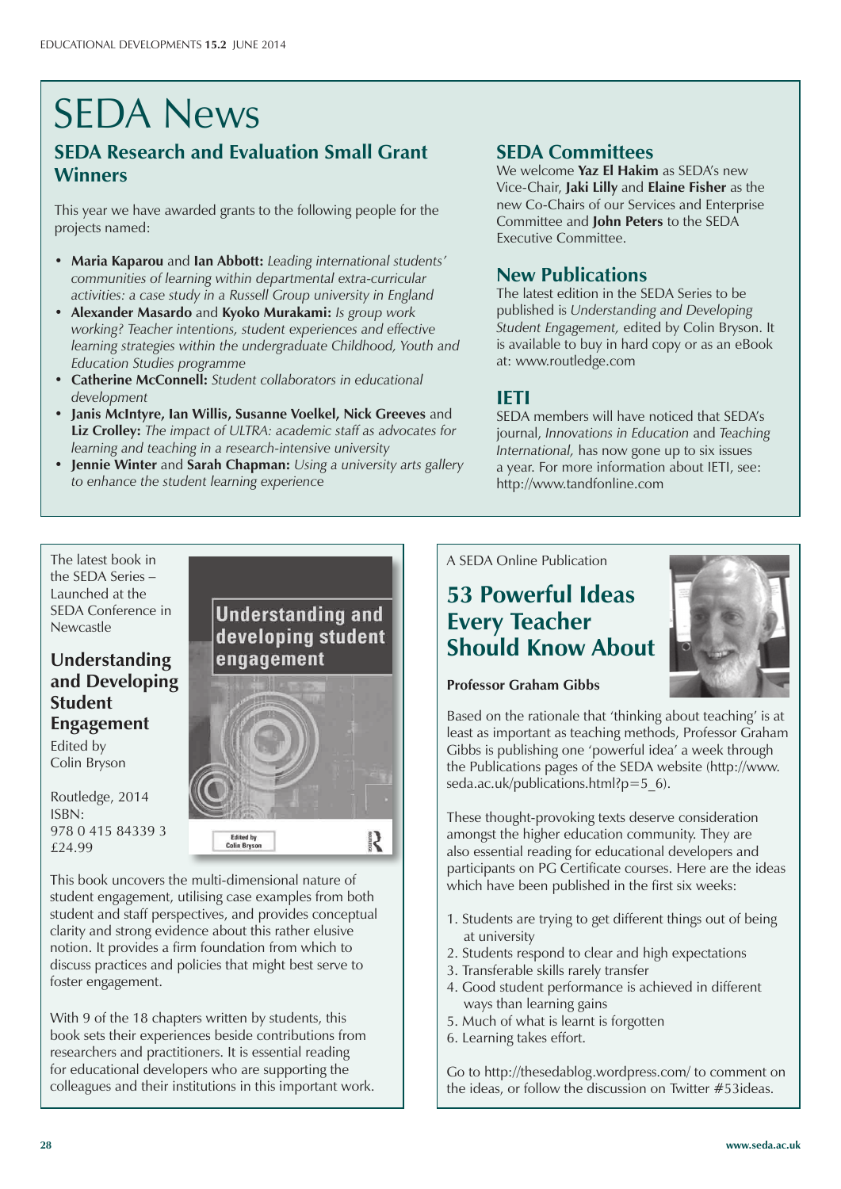# SEDA News

## SEDA Research and Evaluation Small Grant Winners

This year we have awarded grants to the following people for the projects named:

- **Maria Kaparou** and **Ian Abbott:** *Leading international students' communities of learning within departmental extra-curricular activities: a case study in a Russell Group university in England*
- **Alexander Masardo** and **Kyoko Murakami:** *Is group work working? Teacher intentions, student experiences and effective learning strategies within the undergraduate Childhood, Youth and Education Studies programme*
- **Catherine McConnell:** *Student collaborators in educational development*
- **Janis McIntyre, Ian Willis, Susanne Voelkel, Nick Greeves** and **Liz Crolley:** *The impact of ULTRA: academic staff as advocates for learning and teaching in a research-intensive university*
- **Jennie Winter** and **Sarah Chapman:** *Using a university arts gallery to enhance the student learning experience*

## SEDA Committees

We welcome **Yaz El Hakim** as SEDA's new Vice-Chair, **Jaki Lilly** and **Elaine Fisher** as the new Co-Chairs of our Services and Enterprise Committee and **John Peters** to the SEDA Executive Committee.

## New Publications

The latest edition in the SEDA Series to be published is *Understanding and Developing Student Engagement,* edited by Colin Bryson. It is available to buy in hard copy or as an eBook at: www.routledge.com

## IETI

SEDA members will have noticed that SEDA's journal, *Innovations in Education* and *Teaching International,* has now gone up to six issues a year. For more information about IETI, see: http://www.tandfonline.com

---

The latest book in the SEDA Series – Launched at the SEDA Conference in Newcastle

### Understanding and Developing Student Engagement

Edited by Colin Bryson

Routledge, 2014
ISBN: 978 0 415 84339 3
£24.99

This book uncovers the multi-dimensional nature of student engagement, utilising case examples from both student and staff perspectives, and provides conceptual clarity and strong evidence about this rather elusive notion. It provides a firm foundation from which to discuss practices and policies that might best serve to foster engagement.

With 9 of the 18 chapters written by students, this book sets their experiences beside contributions from researchers and practitioners. It is essential reading for educational developers who are supporting the colleagues and their institutions in this important work.

---

A SEDA Online Publication

### 53 Powerful Ideas Every Teacher Should Know About

**Professor Graham Gibbs**

Based on the rationale that 'thinking about teaching' is at least as important as teaching methods, Professor Graham Gibbs is publishing one 'powerful idea' a week through the Publications pages of the SEDA website (http://www.seda.ac.uk/publications.html?p=5_6).

These thought-provoking texts deserve consideration amongst the higher education community. They are also essential reading for educational developers and participants on PG Certificate courses. Here are the ideas which have been published in the first six weeks:

1. Students are trying to get different things out of being at university
2. Students respond to clear and high expectations
3. Transferable skills rarely transfer
4. Good student performance is achieved in different ways than learning gains
5. Much of what is learnt is forgotten
6. Learning takes effort.

Go to http://thesedablog.wordpress.com/ to comment on the ideas, or follow the discussion on Twitter #53ideas.